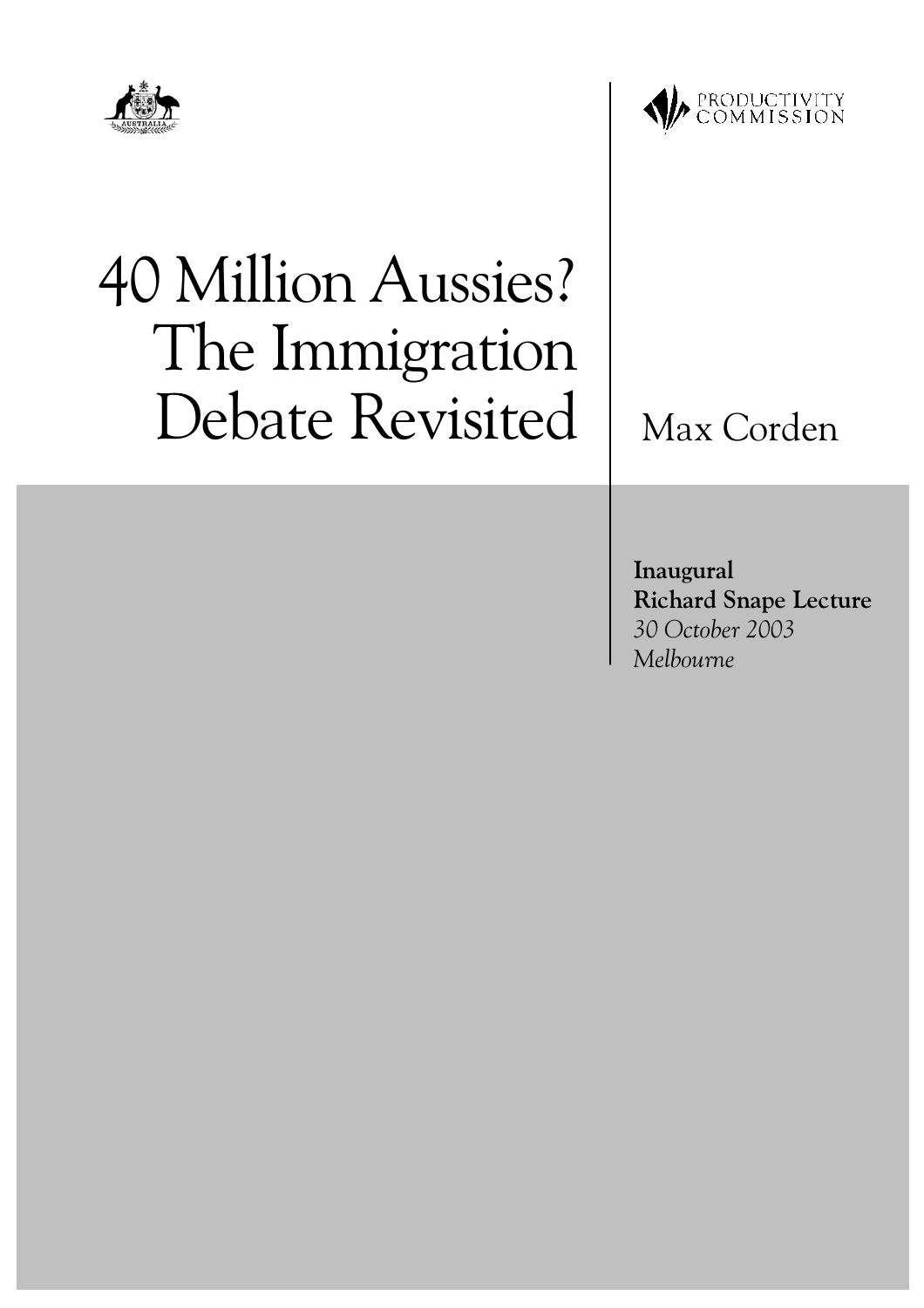PRODUCTIVITY COMMISSION

# 40 Million Aussies? The Immigration Debate Revisited

Max Corden

**Inaugural**
**Richard Snape Lecture**
*30 October 2003*
*Melbourne*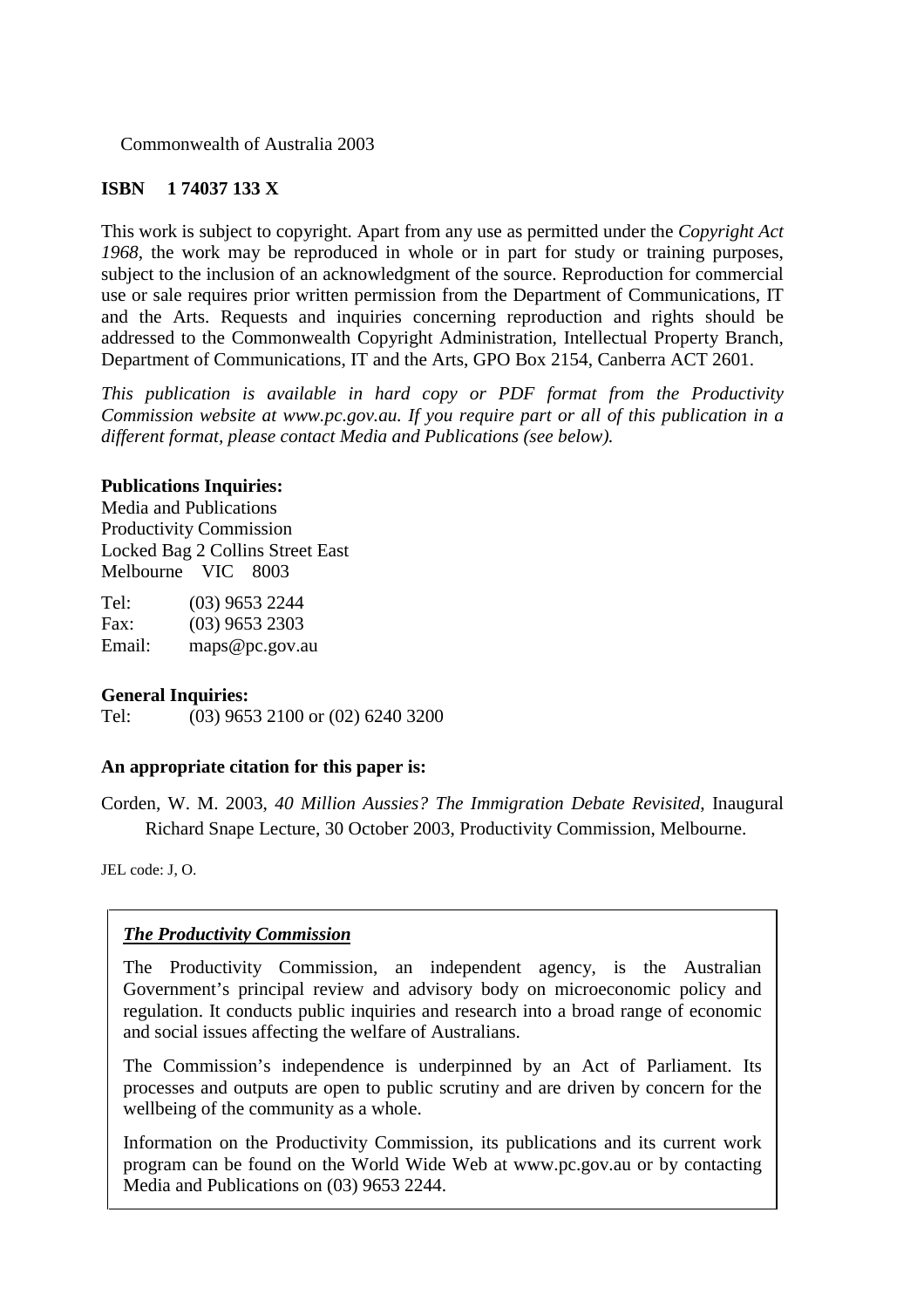Commonwealth of Australia 2003

**ISBN 1 74037 133 X**

This work is subject to copyright. Apart from any use as permitted under the *Copyright Act 1968*, the work may be reproduced in whole or in part for study or training purposes, subject to the inclusion of an acknowledgment of the source. Reproduction for commercial use or sale requires prior written permission from the Department of Communications, IT and the Arts. Requests and inquiries concerning reproduction and rights should be addressed to the Commonwealth Copyright Administration, Intellectual Property Branch, Department of Communications, IT and the Arts, GPO Box 2154, Canberra ACT 2601.

*This publication is available in hard copy or PDF format from the Productivity Commission website at www.pc.gov.au. If you require part or all of this publication in a different format, please contact Media and Publications (see below).*

**Publications Inquiries:**
Media and Publications
Productivity Commission
Locked Bag 2 Collins Street East
Melbourne VIC 8003

Tel: (03) 9653 2244
Fax: (03) 9653 2303
Email: maps@pc.gov.au

**General Inquiries:**
Tel: (03) 9653 2100 or (02) 6240 3200

**An appropriate citation for this paper is:**

Corden, W. M. 2003, *40 Million Aussies? The Immigration Debate Revisited*, Inaugural Richard Snape Lecture, 30 October 2003, Productivity Commission, Melbourne.

JEL code: J, O.

***The Productivity Commission***

The Productivity Commission, an independent agency, is the Australian Government's principal review and advisory body on microeconomic policy and regulation. It conducts public inquiries and research into a broad range of economic and social issues affecting the welfare of Australians.

The Commission's independence is underpinned by an Act of Parliament. Its processes and outputs are open to public scrutiny and are driven by concern for the wellbeing of the community as a whole.

Information on the Productivity Commission, its publications and its current work program can be found on the World Wide Web at www.pc.gov.au or by contacting Media and Publications on (03) 9653 2244.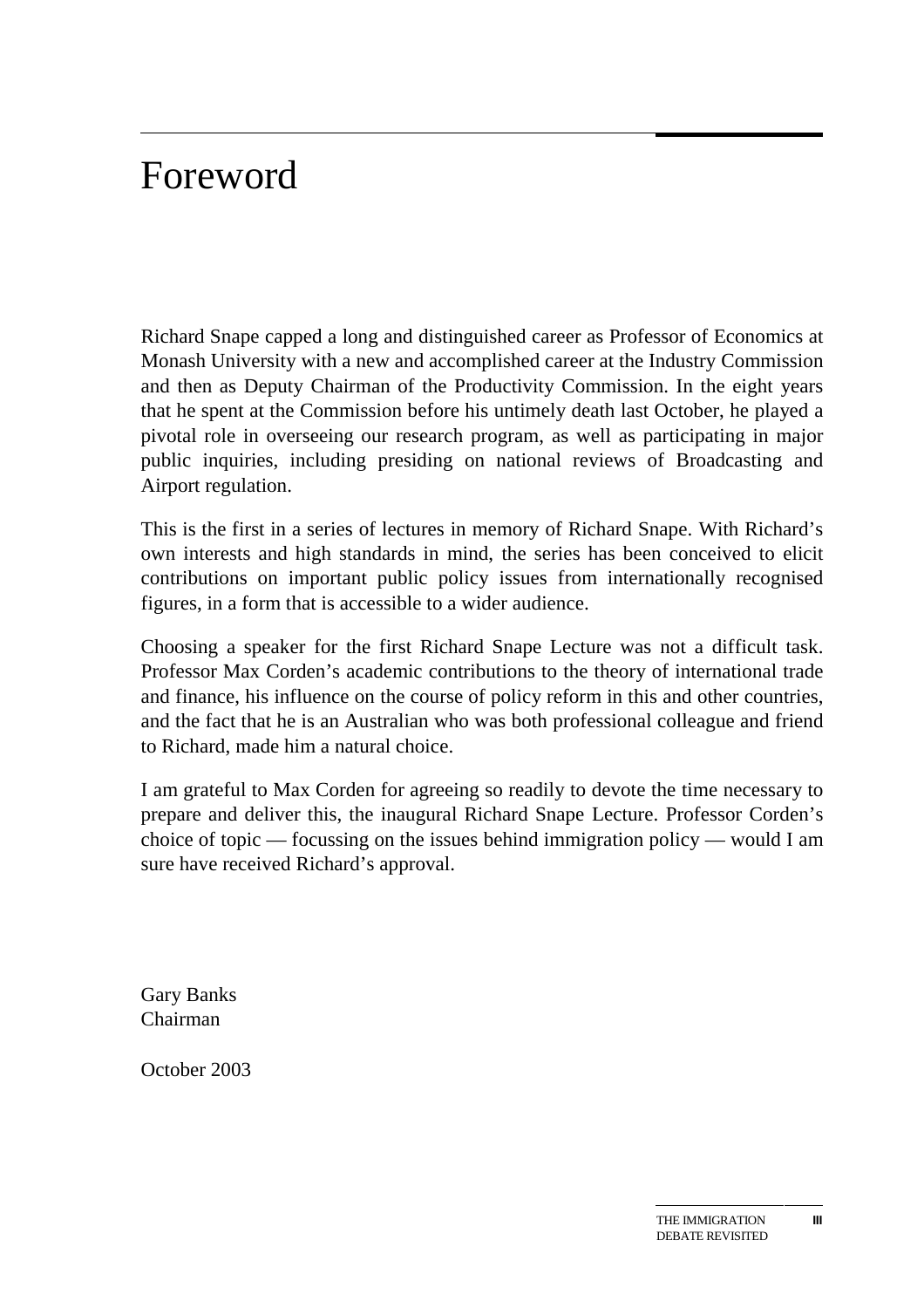# Foreword

Richard Snape capped a long and distinguished career as Professor of Economics at Monash University with a new and accomplished career at the Industry Commission and then as Deputy Chairman of the Productivity Commission. In the eight years that he spent at the Commission before his untimely death last October, he played a pivotal role in overseeing our research program, as well as participating in major public inquiries, including presiding on national reviews of Broadcasting and Airport regulation.

This is the first in a series of lectures in memory of Richard Snape. With Richard's own interests and high standards in mind, the series has been conceived to elicit contributions on important public policy issues from internationally recognised figures, in a form that is accessible to a wider audience.

Choosing a speaker for the first Richard Snape Lecture was not a difficult task. Professor Max Corden's academic contributions to the theory of international trade and finance, his influence on the course of policy reform in this and other countries, and the fact that he is an Australian who was both professional colleague and friend to Richard, made him a natural choice.

I am grateful to Max Corden for agreeing so readily to devote the time necessary to prepare and deliver this, the inaugural Richard Snape Lecture. Professor Corden's choice of topic — focussing on the issues behind immigration policy — would I am sure have received Richard's approval.

Gary Banks
Chairman

October 2003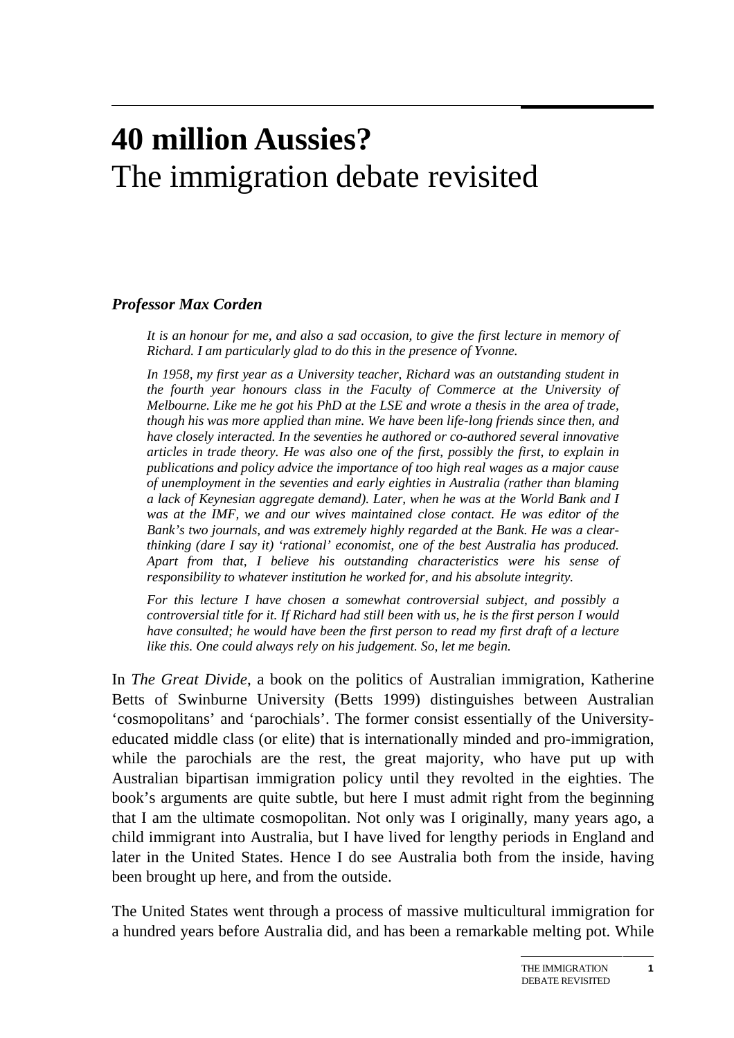# 40 million Aussies?
The immigration debate revisited

***Professor Max Corden***

*It is an honour for me, and also a sad occasion, to give the first lecture in memory of Richard. I am particularly glad to do this in the presence of Yvonne.*

*In 1958, my first year as a University teacher, Richard was an outstanding student in the fourth year honours class in the Faculty of Commerce at the University of Melbourne. Like me he got his PhD at the LSE and wrote a thesis in the area of trade, though his was more applied than mine. We have been life-long friends since then, and have closely interacted. In the seventies he authored or co-authored several innovative articles in trade theory. He was also one of the first, possibly the first, to explain in publications and policy advice the importance of too high real wages as a major cause of unemployment in the seventies and early eighties in Australia (rather than blaming a lack of Keynesian aggregate demand). Later, when he was at the World Bank and I was at the IMF, we and our wives maintained close contact. He was editor of the Bank's two journals, and was extremely highly regarded at the Bank. He was a clear-thinking (dare I say it) 'rational' economist, one of the best Australia has produced. Apart from that, I believe his outstanding characteristics were his sense of responsibility to whatever institution he worked for, and his absolute integrity.*

*For this lecture I have chosen a somewhat controversial subject, and possibly a controversial title for it. If Richard had still been with us, he is the first person I would have consulted; he would have been the first person to read my first draft of a lecture like this. One could always rely on his judgement. So, let me begin.*

In *The Great Divide*, a book on the politics of Australian immigration, Katherine Betts of Swinburne University (Betts 1999) distinguishes between Australian 'cosmopolitans' and 'parochials'. The former consist essentially of the University-educated middle class (or elite) that is internationally minded and pro-immigration, while the parochials are the rest, the great majority, who have put up with Australian bipartisan immigration policy until they revolted in the eighties. The book's arguments are quite subtle, but here I must admit right from the beginning that I am the ultimate cosmopolitan. Not only was I originally, many years ago, a child immigrant into Australia, but I have lived for lengthy periods in England and later in the United States. Hence I do see Australia both from the inside, having been brought up here, and from the outside.

The United States went through a process of massive multicultural immigration for a hundred years before Australia did, and has been a remarkable melting pot. While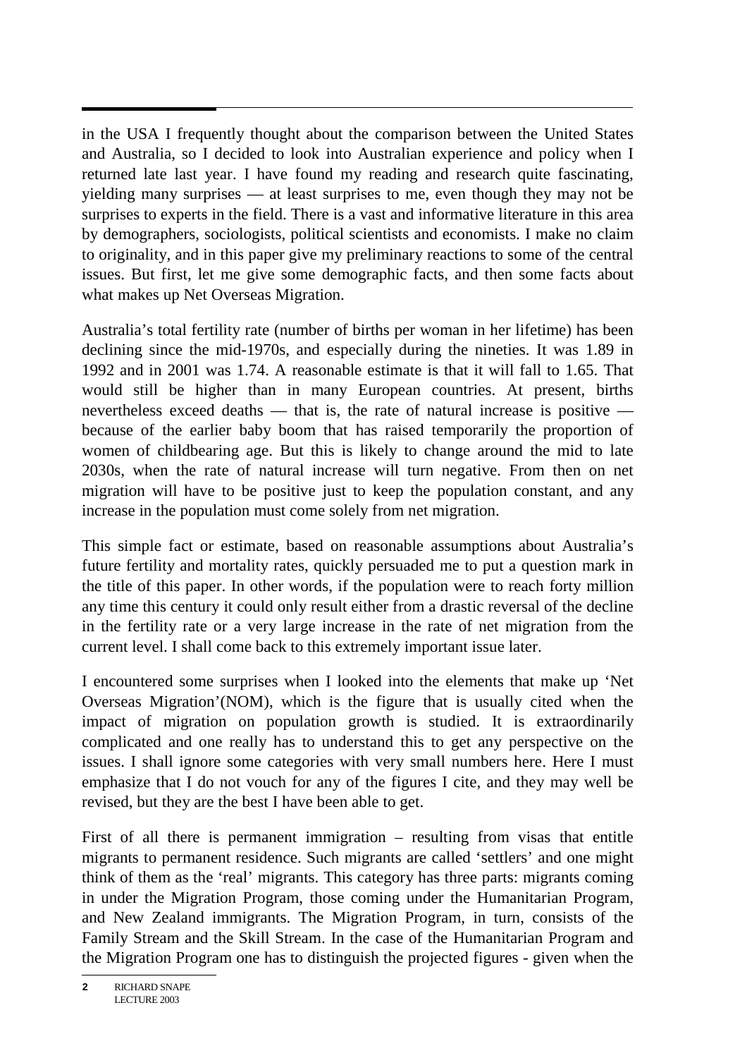in the USA I frequently thought about the comparison between the United States and Australia, so I decided to look into Australian experience and policy when I returned late last year. I have found my reading and research quite fascinating, yielding many surprises — at least surprises to me, even though they may not be surprises to experts in the field. There is a vast and informative literature in this area by demographers, sociologists, political scientists and economists. I make no claim to originality, and in this paper give my preliminary reactions to some of the central issues. But first, let me give some demographic facts, and then some facts about what makes up Net Overseas Migration.

Australia's total fertility rate (number of births per woman in her lifetime) has been declining since the mid-1970s, and especially during the nineties. It was 1.89 in 1992 and in 2001 was 1.74. A reasonable estimate is that it will fall to 1.65. That would still be higher than in many European countries. At present, births nevertheless exceed deaths — that is, the rate of natural increase is positive — because of the earlier baby boom that has raised temporarily the proportion of women of childbearing age. But this is likely to change around the mid to late 2030s, when the rate of natural increase will turn negative. From then on net migration will have to be positive just to keep the population constant, and any increase in the population must come solely from net migration.

This simple fact or estimate, based on reasonable assumptions about Australia's future fertility and mortality rates, quickly persuaded me to put a question mark in the title of this paper. In other words, if the population were to reach forty million any time this century it could only result either from a drastic reversal of the decline in the fertility rate or a very large increase in the rate of net migration from the current level. I shall come back to this extremely important issue later.

I encountered some surprises when I looked into the elements that make up 'Net Overseas Migration'(NOM), which is the figure that is usually cited when the impact of migration on population growth is studied. It is extraordinarily complicated and one really has to understand this to get any perspective on the issues. I shall ignore some categories with very small numbers here. Here I must emphasize that I do not vouch for any of the figures I cite, and they may well be revised, but they are the best I have been able to get.

First of all there is permanent immigration – resulting from visas that entitle migrants to permanent residence. Such migrants are called 'settlers' and one might think of them as the 'real' migrants. This category has three parts: migrants coming in under the Migration Program, those coming under the Humanitarian Program, and New Zealand immigrants. The Migration Program, in turn, consists of the Family Stream and the Skill Stream. In the case of the Humanitarian Program and the Migration Program one has to distinguish the projected figures - given when the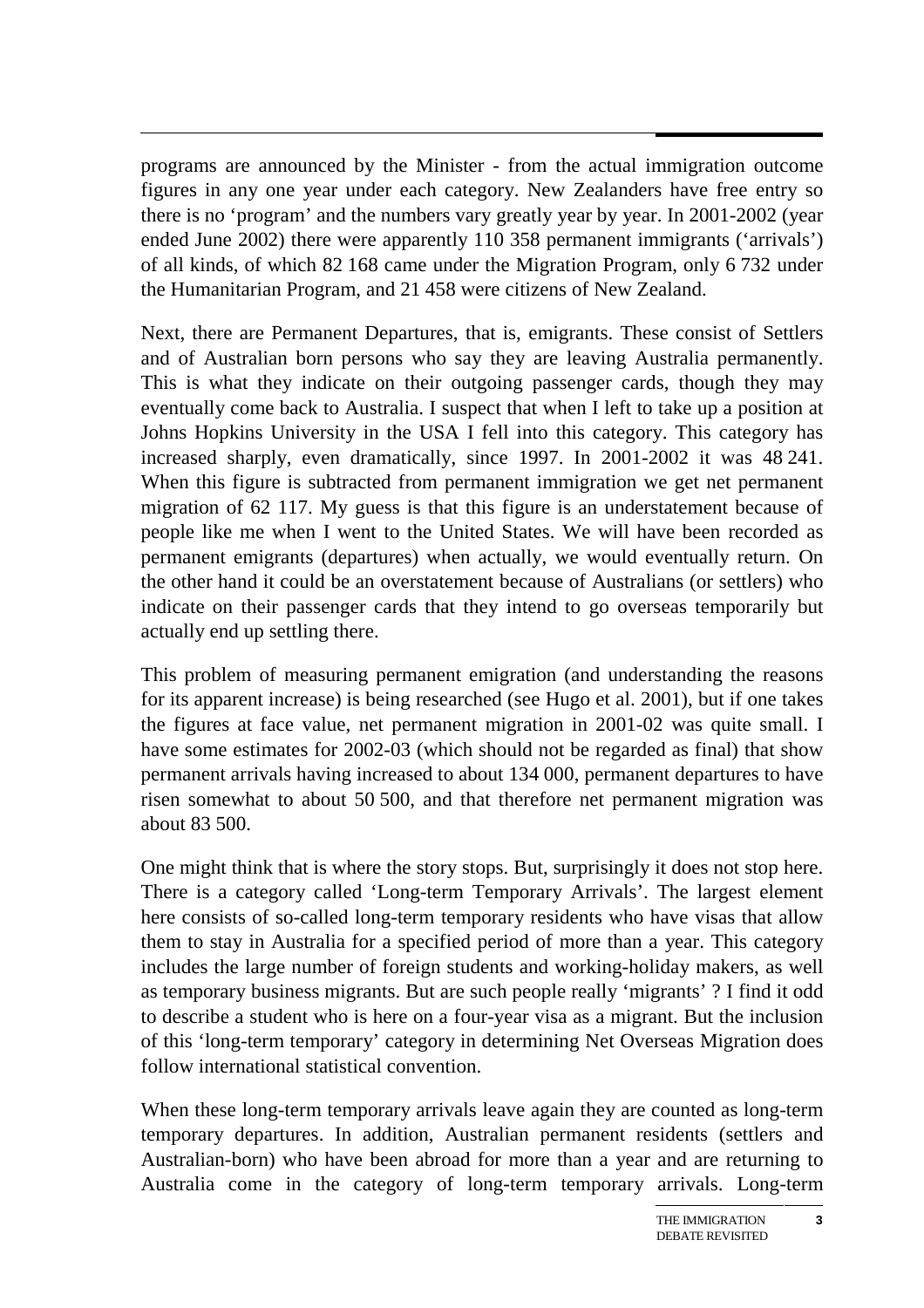programs are announced by the Minister - from the actual immigration outcome figures in any one year under each category. New Zealanders have free entry so there is no 'program' and the numbers vary greatly year by year. In 2001-2002 (year ended June 2002) there were apparently 110 358 permanent immigrants ('arrivals') of all kinds, of which 82 168 came under the Migration Program, only 6 732 under the Humanitarian Program, and 21 458 were citizens of New Zealand.

Next, there are Permanent Departures, that is, emigrants. These consist of Settlers and of Australian born persons who say they are leaving Australia permanently. This is what they indicate on their outgoing passenger cards, though they may eventually come back to Australia. I suspect that when I left to take up a position at Johns Hopkins University in the USA I fell into this category. This category has increased sharply, even dramatically, since 1997. In 2001-2002 it was 48 241. When this figure is subtracted from permanent immigration we get net permanent migration of 62 117. My guess is that this figure is an understatement because of people like me when I went to the United States. We will have been recorded as permanent emigrants (departures) when actually, we would eventually return. On the other hand it could be an overstatement because of Australians (or settlers) who indicate on their passenger cards that they intend to go overseas temporarily but actually end up settling there.

This problem of measuring permanent emigration (and understanding the reasons for its apparent increase) is being researched (see Hugo et al. 2001), but if one takes the figures at face value, net permanent migration in 2001-02 was quite small. I have some estimates for 2002-03 (which should not be regarded as final) that show permanent arrivals having increased to about 134 000, permanent departures to have risen somewhat to about 50 500, and that therefore net permanent migration was about 83 500.

One might think that is where the story stops. But, surprisingly it does not stop here. There is a category called 'Long-term Temporary Arrivals'. The largest element here consists of so-called long-term temporary residents who have visas that allow them to stay in Australia for a specified period of more than a year. This category includes the large number of foreign students and working-holiday makers, as well as temporary business migrants. But are such people really 'migrants' ? I find it odd to describe a student who is here on a four-year visa as a migrant. But the inclusion of this 'long-term temporary' category in determining Net Overseas Migration does follow international statistical convention.

When these long-term temporary arrivals leave again they are counted as long-term temporary departures. In addition, Australian permanent residents (settlers and Australian-born) who have been abroad for more than a year and are returning to Australia come in the category of long-term temporary arrivals. Long-term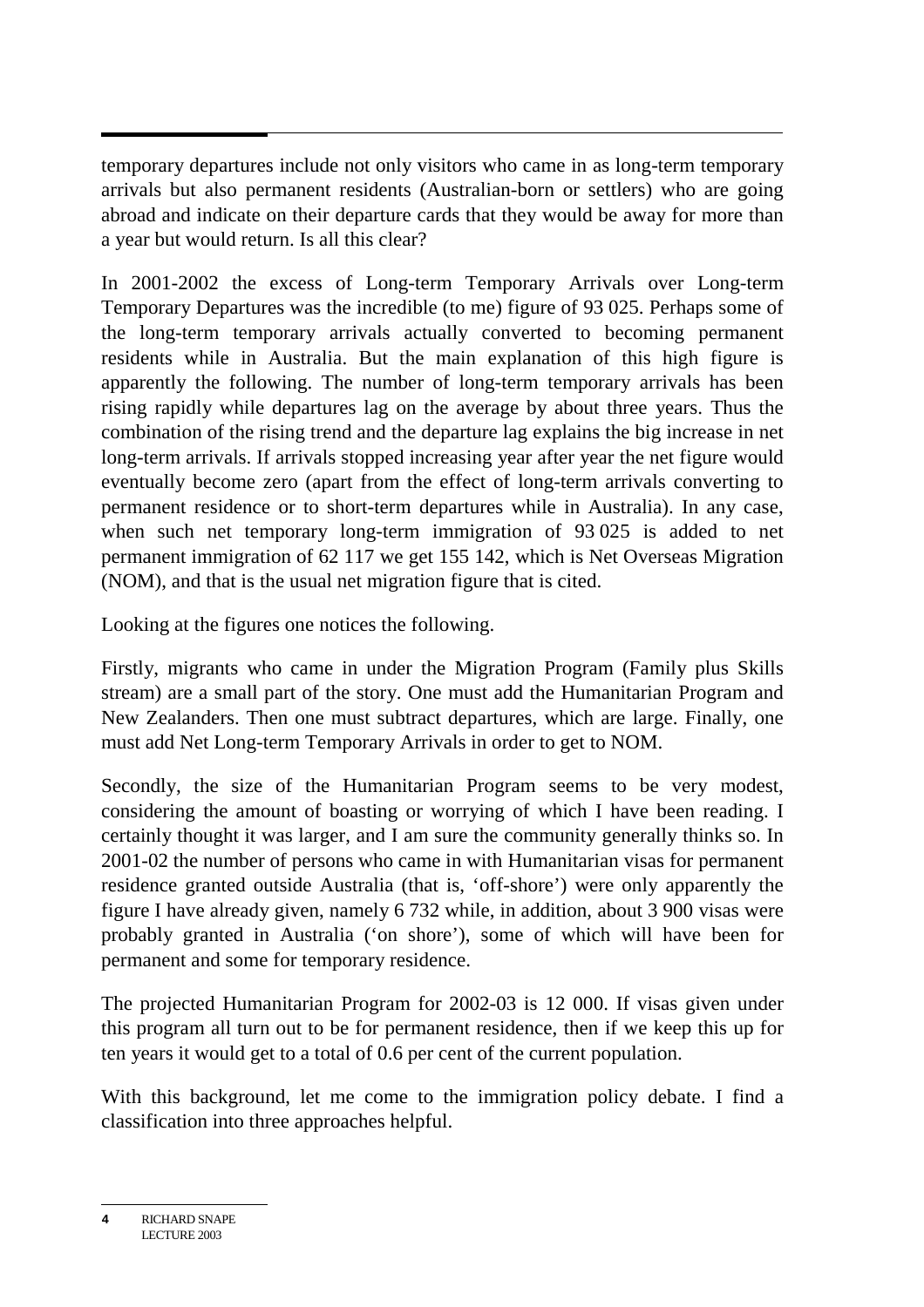temporary departures include not only visitors who came in as long-term temporary arrivals but also permanent residents (Australian-born or settlers) who are going abroad and indicate on their departure cards that they would be away for more than a year but would return. Is all this clear?

In 2001-2002 the excess of Long-term Temporary Arrivals over Long-term Temporary Departures was the incredible (to me) figure of 93 025. Perhaps some of the long-term temporary arrivals actually converted to becoming permanent residents while in Australia. But the main explanation of this high figure is apparently the following. The number of long-term temporary arrivals has been rising rapidly while departures lag on the average by about three years. Thus the combination of the rising trend and the departure lag explains the big increase in net long-term arrivals. If arrivals stopped increasing year after year the net figure would eventually become zero (apart from the effect of long-term arrivals converting to permanent residence or to short-term departures while in Australia). In any case, when such net temporary long-term immigration of 93 025 is added to net permanent immigration of 62 117 we get 155 142, which is Net Overseas Migration (NOM), and that is the usual net migration figure that is cited.

Looking at the figures one notices the following.

Firstly, migrants who came in under the Migration Program (Family plus Skills stream) are a small part of the story. One must add the Humanitarian Program and New Zealanders. Then one must subtract departures, which are large. Finally, one must add Net Long-term Temporary Arrivals in order to get to NOM.

Secondly, the size of the Humanitarian Program seems to be very modest, considering the amount of boasting or worrying of which I have been reading. I certainly thought it was larger, and I am sure the community generally thinks so. In 2001-02 the number of persons who came in with Humanitarian visas for permanent residence granted outside Australia (that is, 'off-shore') were only apparently the figure I have already given, namely 6 732 while, in addition, about 3 900 visas were probably granted in Australia ('on shore'), some of which will have been for permanent and some for temporary residence.

The projected Humanitarian Program for 2002-03 is 12 000. If visas given under this program all turn out to be for permanent residence, then if we keep this up for ten years it would get to a total of 0.6 per cent of the current population.

With this background, let me come to the immigration policy debate. I find a classification into three approaches helpful.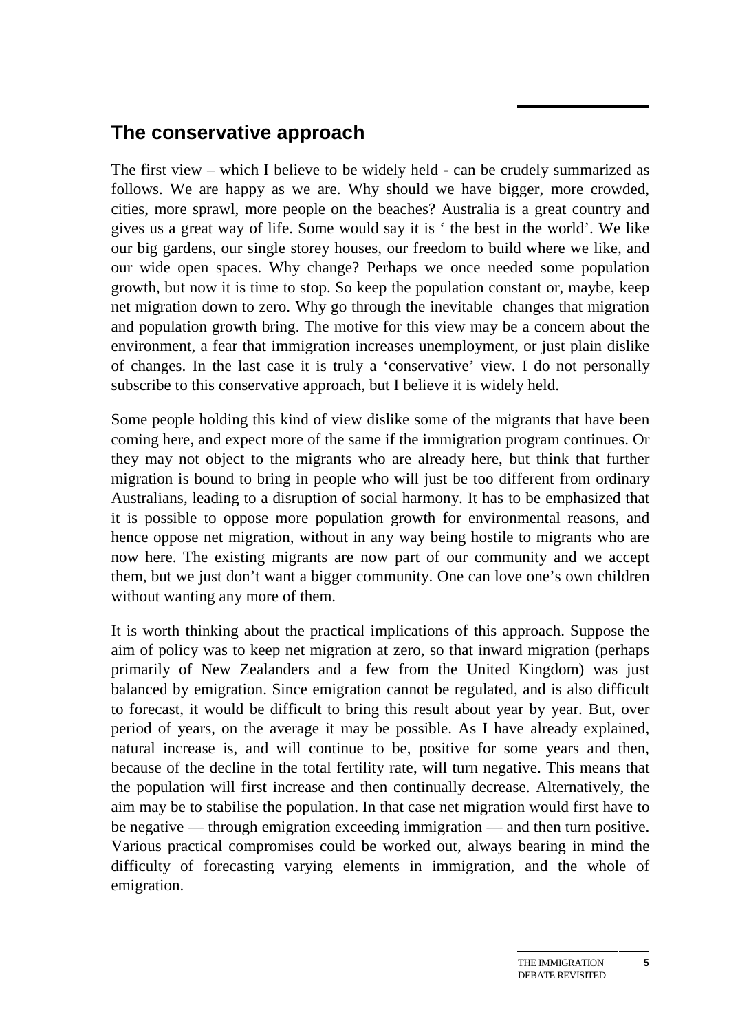## The conservative approach

The first view – which I believe to be widely held - can be crudely summarized as follows. We are happy as we are. Why should we have bigger, more crowded, cities, more sprawl, more people on the beaches? Australia is a great country and gives us a great way of life. Some would say it is ' the best in the world'. We like our big gardens, our single storey houses, our freedom to build where we like, and our wide open spaces. Why change? Perhaps we once needed some population growth, but now it is time to stop. So keep the population constant or, maybe, keep net migration down to zero. Why go through the inevitable changes that migration and population growth bring. The motive for this view may be a concern about the environment, a fear that immigration increases unemployment, or just plain dislike of changes. In the last case it is truly a 'conservative' view. I do not personally subscribe to this conservative approach, but I believe it is widely held.

Some people holding this kind of view dislike some of the migrants that have been coming here, and expect more of the same if the immigration program continues. Or they may not object to the migrants who are already here, but think that further migration is bound to bring in people who will just be too different from ordinary Australians, leading to a disruption of social harmony. It has to be emphasized that it is possible to oppose more population growth for environmental reasons, and hence oppose net migration, without in any way being hostile to migrants who are now here. The existing migrants are now part of our community and we accept them, but we just don't want a bigger community. One can love one's own children without wanting any more of them.

It is worth thinking about the practical implications of this approach. Suppose the aim of policy was to keep net migration at zero, so that inward migration (perhaps primarily of New Zealanders and a few from the United Kingdom) was just balanced by emigration. Since emigration cannot be regulated, and is also difficult to forecast, it would be difficult to bring this result about year by year. But, over period of years, on the average it may be possible. As I have already explained, natural increase is, and will continue to be, positive for some years and then, because of the decline in the total fertility rate, will turn negative. This means that the population will first increase and then continually decrease. Alternatively, the aim may be to stabilise the population. In that case net migration would first have to be negative — through emigration exceeding immigration — and then turn positive. Various practical compromises could be worked out, always bearing in mind the difficulty of forecasting varying elements in immigration, and the whole of emigration.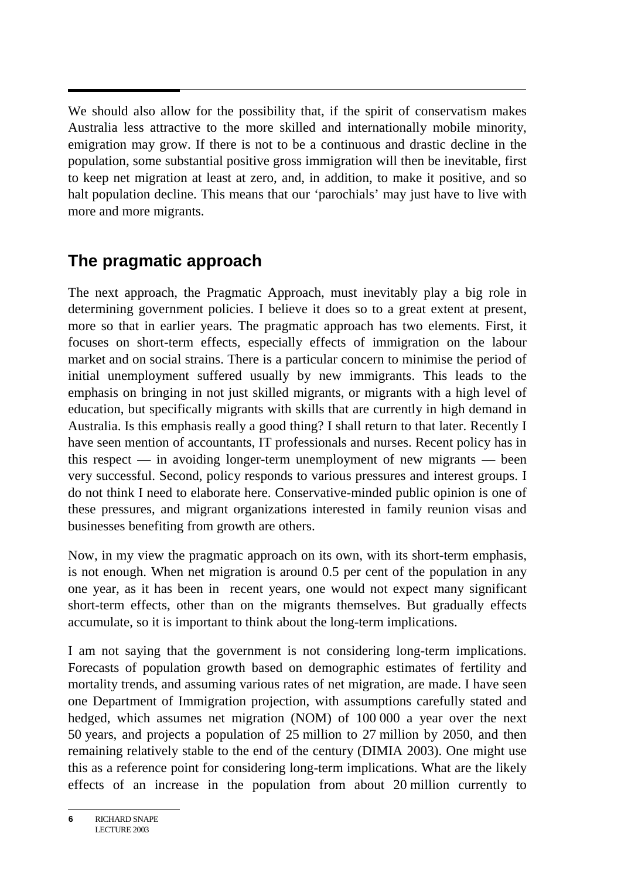We should also allow for the possibility that, if the spirit of conservatism makes Australia less attractive to the more skilled and internationally mobile minority, emigration may grow. If there is not to be a continuous and drastic decline in the population, some substantial positive gross immigration will then be inevitable, first to keep net migration at least at zero, and, in addition, to make it positive, and so halt population decline. This means that our 'parochials' may just have to live with more and more migrants.

## The pragmatic approach

The next approach, the Pragmatic Approach, must inevitably play a big role in determining government policies. I believe it does so to a great extent at present, more so that in earlier years. The pragmatic approach has two elements. First, it focuses on short-term effects, especially effects of immigration on the labour market and on social strains. There is a particular concern to minimise the period of initial unemployment suffered usually by new immigrants. This leads to the emphasis on bringing in not just skilled migrants, or migrants with a high level of education, but specifically migrants with skills that are currently in high demand in Australia. Is this emphasis really a good thing? I shall return to that later. Recently I have seen mention of accountants, IT professionals and nurses. Recent policy has in this respect — in avoiding longer-term unemployment of new migrants — been very successful. Second, policy responds to various pressures and interest groups. I do not think I need to elaborate here. Conservative-minded public opinion is one of these pressures, and migrant organizations interested in family reunion visas and businesses benefiting from growth are others.

Now, in my view the pragmatic approach on its own, with its short-term emphasis, is not enough. When net migration is around 0.5 per cent of the population in any one year, as it has been in recent years, one would not expect many significant short-term effects, other than on the migrants themselves. But gradually effects accumulate, so it is important to think about the long-term implications.

I am not saying that the government is not considering long-term implications. Forecasts of population growth based on demographic estimates of fertility and mortality trends, and assuming various rates of net migration, are made. I have seen one Department of Immigration projection, with assumptions carefully stated and hedged, which assumes net migration (NOM) of 100 000 a year over the next 50 years, and projects a population of 25 million to 27 million by 2050, and then remaining relatively stable to the end of the century (DIMIA 2003). One might use this as a reference point for considering long-term implications. What are the likely effects of an increase in the population from about 20 million currently to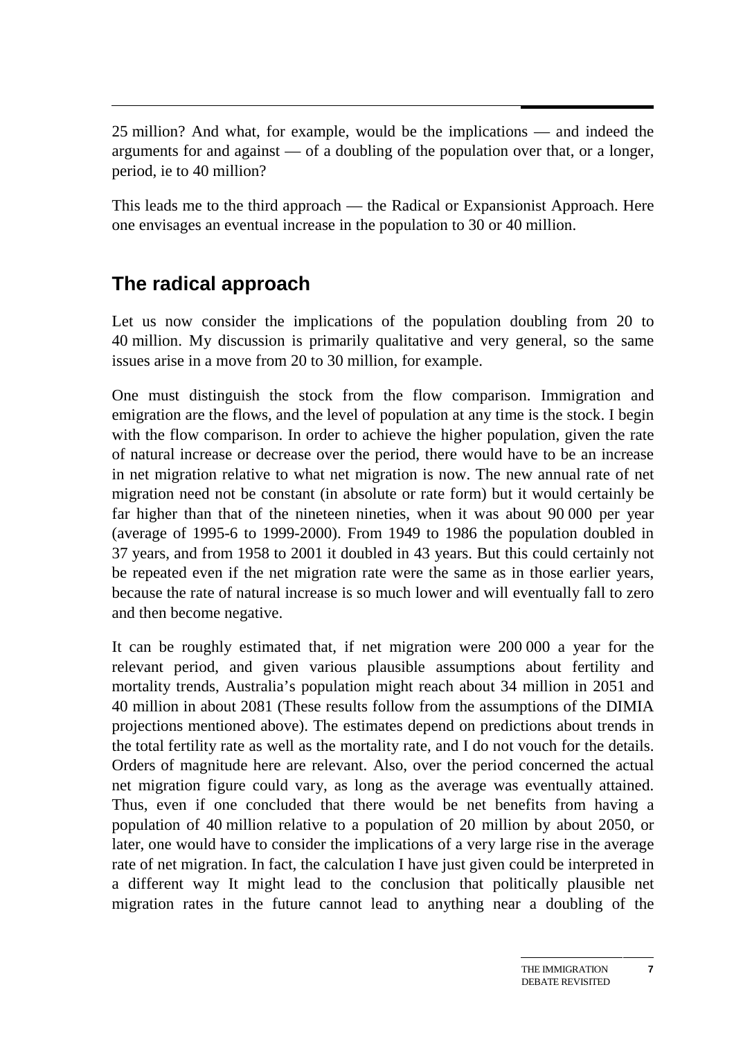25 million? And what, for example, would be the implications — and indeed the arguments for and against — of a doubling of the population over that, or a longer, period, ie to 40 million?

This leads me to the third approach — the Radical or Expansionist Approach. Here one envisages an eventual increase in the population to 30 or 40 million.

## The radical approach

Let us now consider the implications of the population doubling from 20 to 40 million. My discussion is primarily qualitative and very general, so the same issues arise in a move from 20 to 30 million, for example.

One must distinguish the stock from the flow comparison. Immigration and emigration are the flows, and the level of population at any time is the stock. I begin with the flow comparison. In order to achieve the higher population, given the rate of natural increase or decrease over the period, there would have to be an increase in net migration relative to what net migration is now. The new annual rate of net migration need not be constant (in absolute or rate form) but it would certainly be far higher than that of the nineteen nineties, when it was about 90 000 per year (average of 1995-6 to 1999-2000). From 1949 to 1986 the population doubled in 37 years, and from 1958 to 2001 it doubled in 43 years. But this could certainly not be repeated even if the net migration rate were the same as in those earlier years, because the rate of natural increase is so much lower and will eventually fall to zero and then become negative.

It can be roughly estimated that, if net migration were 200 000 a year for the relevant period, and given various plausible assumptions about fertility and mortality trends, Australia's population might reach about 34 million in 2051 and 40 million in about 2081 (These results follow from the assumptions of the DIMIA projections mentioned above). The estimates depend on predictions about trends in the total fertility rate as well as the mortality rate, and I do not vouch for the details. Orders of magnitude here are relevant. Also, over the period concerned the actual net migration figure could vary, as long as the average was eventually attained. Thus, even if one concluded that there would be net benefits from having a population of 40 million relative to a population of 20 million by about 2050, or later, one would have to consider the implications of a very large rise in the average rate of net migration. In fact, the calculation I have just given could be interpreted in a different way It might lead to the conclusion that politically plausible net migration rates in the future cannot lead to anything near a doubling of the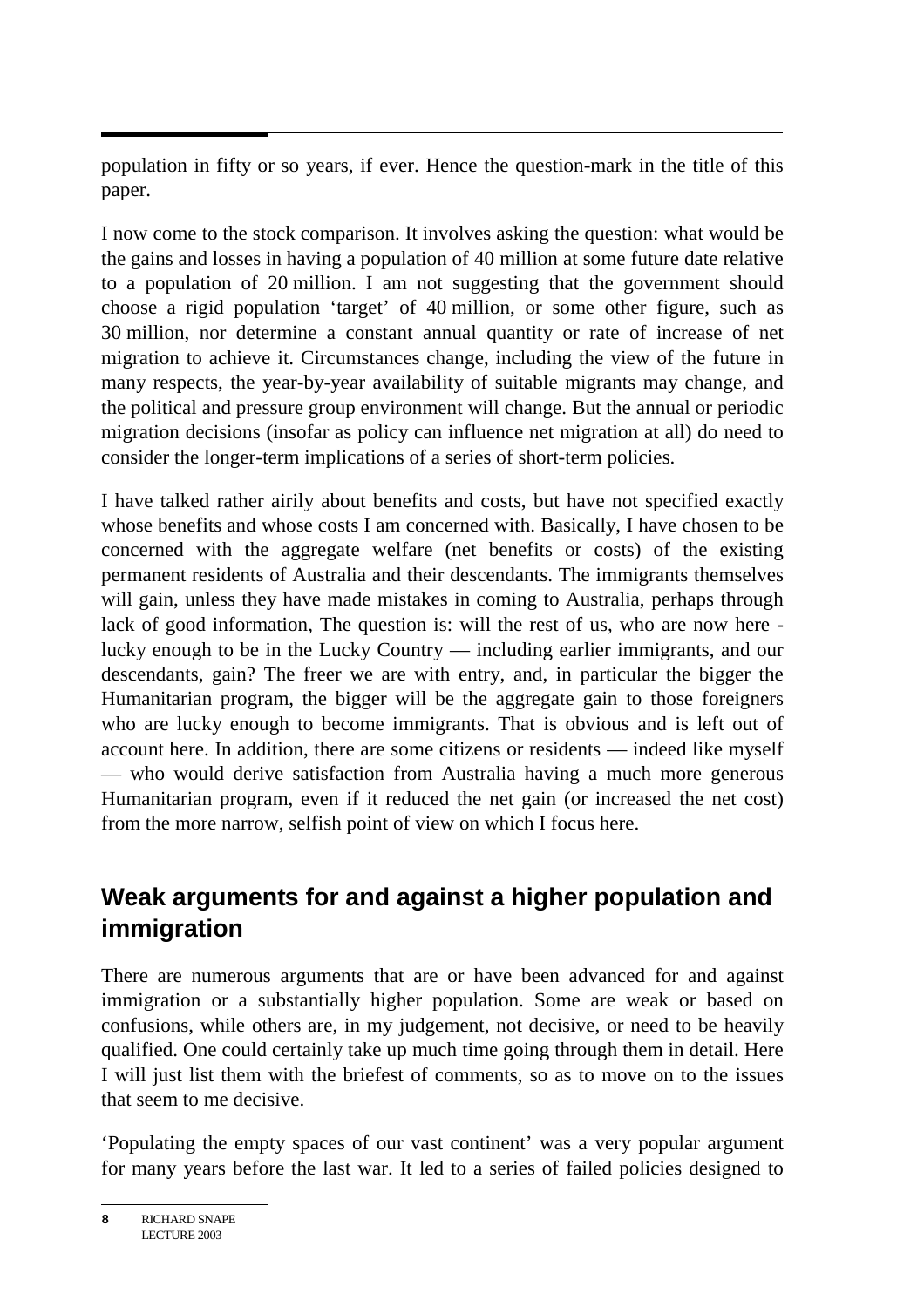population in fifty or so years, if ever. Hence the question-mark in the title of this paper.

I now come to the stock comparison. It involves asking the question: what would be the gains and losses in having a population of 40 million at some future date relative to a population of 20 million. I am not suggesting that the government should choose a rigid population 'target' of 40 million, or some other figure, such as 30 million, nor determine a constant annual quantity or rate of increase of net migration to achieve it. Circumstances change, including the view of the future in many respects, the year-by-year availability of suitable migrants may change, and the political and pressure group environment will change. But the annual or periodic migration decisions (insofar as policy can influence net migration at all) do need to consider the longer-term implications of a series of short-term policies.

I have talked rather airily about benefits and costs, but have not specified exactly whose benefits and whose costs I am concerned with. Basically, I have chosen to be concerned with the aggregate welfare (net benefits or costs) of the existing permanent residents of Australia and their descendants. The immigrants themselves will gain, unless they have made mistakes in coming to Australia, perhaps through lack of good information, The question is: will the rest of us, who are now here - lucky enough to be in the Lucky Country — including earlier immigrants, and our descendants, gain? The freer we are with entry, and, in particular the bigger the Humanitarian program, the bigger will be the aggregate gain to those foreigners who are lucky enough to become immigrants. That is obvious and is left out of account here. In addition, there are some citizens or residents — indeed like myself — who would derive satisfaction from Australia having a much more generous Humanitarian program, even if it reduced the net gain (or increased the net cost) from the more narrow, selfish point of view on which I focus here.

## Weak arguments for and against a higher population and immigration

There are numerous arguments that are or have been advanced for and against immigration or a substantially higher population. Some are weak or based on confusions, while others are, in my judgement, not decisive, or need to be heavily qualified. One could certainly take up much time going through them in detail. Here I will just list them with the briefest of comments, so as to move on to the issues that seem to me decisive.

'Populating the empty spaces of our vast continent' was a very popular argument for many years before the last war. It led to a series of failed policies designed to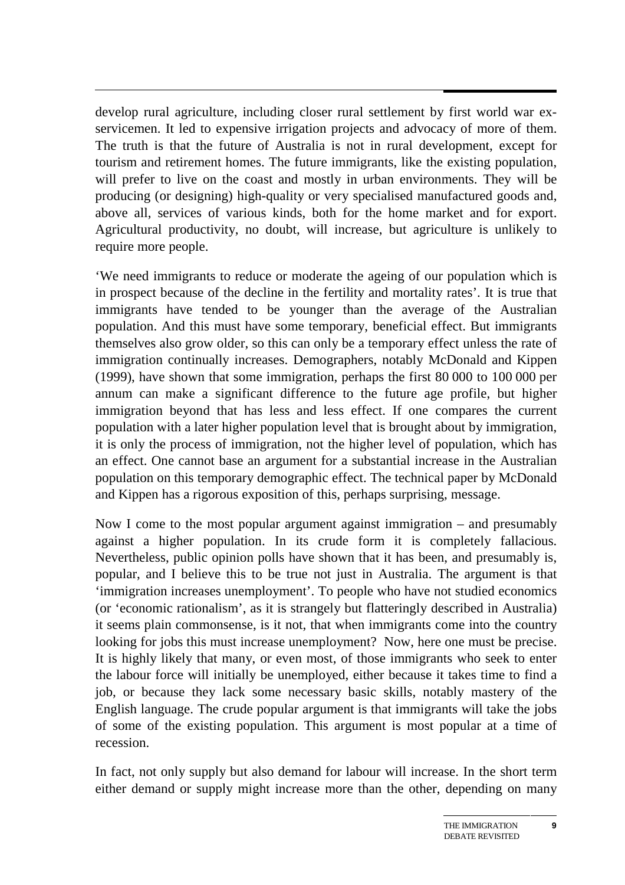develop rural agriculture, including closer rural settlement by first world war ex-servicemen. It led to expensive irrigation projects and advocacy of more of them. The truth is that the future of Australia is not in rural development, except for tourism and retirement homes. The future immigrants, like the existing population, will prefer to live on the coast and mostly in urban environments. They will be producing (or designing) high-quality or very specialised manufactured goods and, above all, services of various kinds, both for the home market and for export. Agricultural productivity, no doubt, will increase, but agriculture is unlikely to require more people.

'We need immigrants to reduce or moderate the ageing of our population which is in prospect because of the decline in the fertility and mortality rates'. It is true that immigrants have tended to be younger than the average of the Australian population. And this must have some temporary, beneficial effect. But immigrants themselves also grow older, so this can only be a temporary effect unless the rate of immigration continually increases. Demographers, notably McDonald and Kippen (1999), have shown that some immigration, perhaps the first 80 000 to 100 000 per annum can make a significant difference to the future age profile, but higher immigration beyond that has less and less effect. If one compares the current population with a later higher population level that is brought about by immigration, it is only the process of immigration, not the higher level of population, which has an effect. One cannot base an argument for a substantial increase in the Australian population on this temporary demographic effect. The technical paper by McDonald and Kippen has a rigorous exposition of this, perhaps surprising, message.

Now I come to the most popular argument against immigration – and presumably against a higher population. In its crude form it is completely fallacious. Nevertheless, public opinion polls have shown that it has been, and presumably is, popular, and I believe this to be true not just in Australia. The argument is that 'immigration increases unemployment'. To people who have not studied economics (or 'economic rationalism', as it is strangely but flatteringly described in Australia) it seems plain commonsense, is it not, that when immigrants come into the country looking for jobs this must increase unemployment? Now, here one must be precise. It is highly likely that many, or even most, of those immigrants who seek to enter the labour force will initially be unemployed, either because it takes time to find a job, or because they lack some necessary basic skills, notably mastery of the English language. The crude popular argument is that immigrants will take the jobs of some of the existing population. This argument is most popular at a time of recession.

In fact, not only supply but also demand for labour will increase. In the short term either demand or supply might increase more than the other, depending on many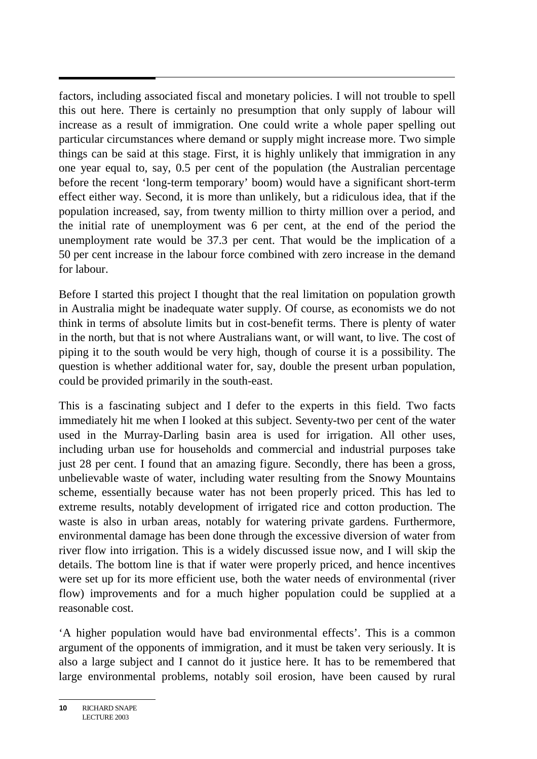factors, including associated fiscal and monetary policies. I will not trouble to spell this out here. There is certainly no presumption that only supply of labour will increase as a result of immigration. One could write a whole paper spelling out particular circumstances where demand or supply might increase more. Two simple things can be said at this stage. First, it is highly unlikely that immigration in any one year equal to, say, 0.5 per cent of the population (the Australian percentage before the recent 'long-term temporary' boom) would have a significant short-term effect either way. Second, it is more than unlikely, but a ridiculous idea, that if the population increased, say, from twenty million to thirty million over a period, and the initial rate of unemployment was 6 per cent, at the end of the period the unemployment rate would be 37.3 per cent. That would be the implication of a 50 per cent increase in the labour force combined with zero increase in the demand for labour.

Before I started this project I thought that the real limitation on population growth in Australia might be inadequate water supply. Of course, as economists we do not think in terms of absolute limits but in cost-benefit terms. There is plenty of water in the north, but that is not where Australians want, or will want, to live. The cost of piping it to the south would be very high, though of course it is a possibility. The question is whether additional water for, say, double the present urban population, could be provided primarily in the south-east.

This is a fascinating subject and I defer to the experts in this field. Two facts immediately hit me when I looked at this subject. Seventy-two per cent of the water used in the Murray-Darling basin area is used for irrigation. All other uses, including urban use for households and commercial and industrial purposes take just 28 per cent. I found that an amazing figure. Secondly, there has been a gross, unbelievable waste of water, including water resulting from the Snowy Mountains scheme, essentially because water has not been properly priced. This has led to extreme results, notably development of irrigated rice and cotton production. The waste is also in urban areas, notably for watering private gardens. Furthermore, environmental damage has been done through the excessive diversion of water from river flow into irrigation. This is a widely discussed issue now, and I will skip the details. The bottom line is that if water were properly priced, and hence incentives were set up for its more efficient use, both the water needs of environmental (river flow) improvements and for a much higher population could be supplied at a reasonable cost.

'A higher population would have bad environmental effects'. This is a common argument of the opponents of immigration, and it must be taken very seriously. It is also a large subject and I cannot do it justice here. It has to be remembered that large environmental problems, notably soil erosion, have been caused by rural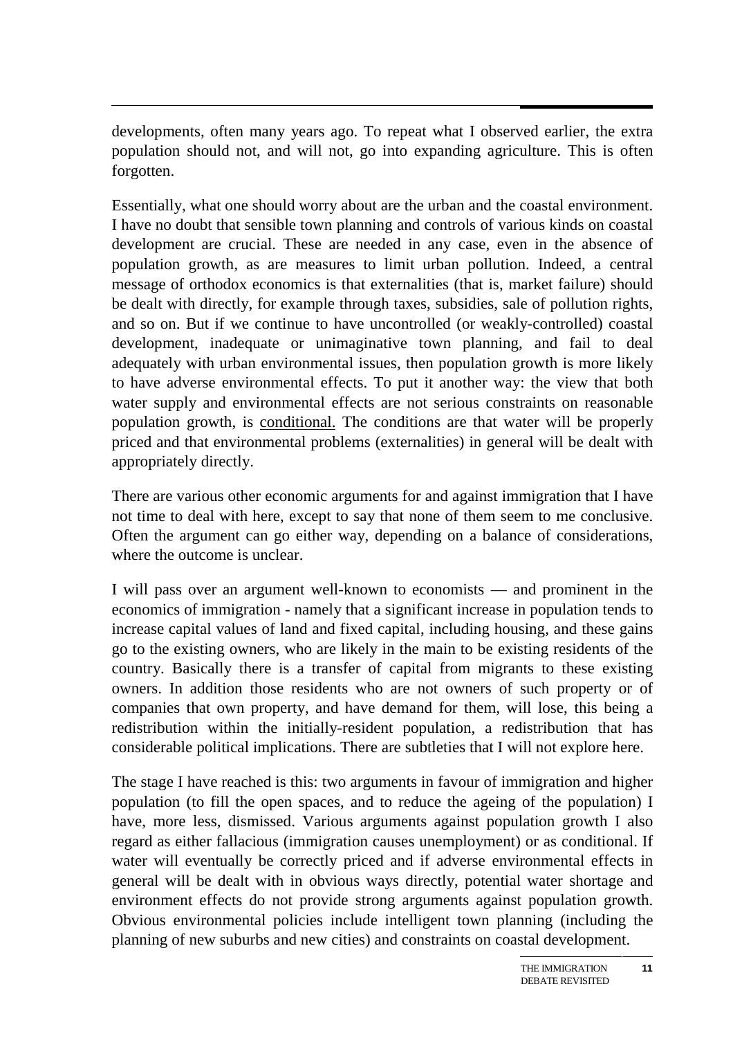developments, often many years ago. To repeat what I observed earlier, the extra population should not, and will not, go into expanding agriculture. This is often forgotten.

Essentially, what one should worry about are the urban and the coastal environment. I have no doubt that sensible town planning and controls of various kinds on coastal development are crucial. These are needed in any case, even in the absence of population growth, as are measures to limit urban pollution. Indeed, a central message of orthodox economics is that externalities (that is, market failure) should be dealt with directly, for example through taxes, subsidies, sale of pollution rights, and so on. But if we continue to have uncontrolled (or weakly-controlled) coastal development, inadequate or unimaginative town planning, and fail to deal adequately with urban environmental issues, then population growth is more likely to have adverse environmental effects. To put it another way: the view that both water supply and environmental effects are not serious constraints on reasonable population growth, is <u>conditional.</u> The conditions are that water will be properly priced and that environmental problems (externalities) in general will be dealt with appropriately directly.

There are various other economic arguments for and against immigration that I have not time to deal with here, except to say that none of them seem to me conclusive. Often the argument can go either way, depending on a balance of considerations, where the outcome is unclear.

I will pass over an argument well-known to economists — and prominent in the economics of immigration - namely that a significant increase in population tends to increase capital values of land and fixed capital, including housing, and these gains go to the existing owners, who are likely in the main to be existing residents of the country. Basically there is a transfer of capital from migrants to these existing owners. In addition those residents who are not owners of such property or of companies that own property, and have demand for them, will lose, this being a redistribution within the initially-resident population, a redistribution that has considerable political implications. There are subtleties that I will not explore here.

The stage I have reached is this: two arguments in favour of immigration and higher population (to fill the open spaces, and to reduce the ageing of the population) I have, more less, dismissed. Various arguments against population growth I also regard as either fallacious (immigration causes unemployment) or as conditional. If water will eventually be correctly priced and if adverse environmental effects in general will be dealt with in obvious ways directly, potential water shortage and environment effects do not provide strong arguments against population growth. Obvious environmental policies include intelligent town planning (including the planning of new suburbs and new cities) and constraints on coastal development.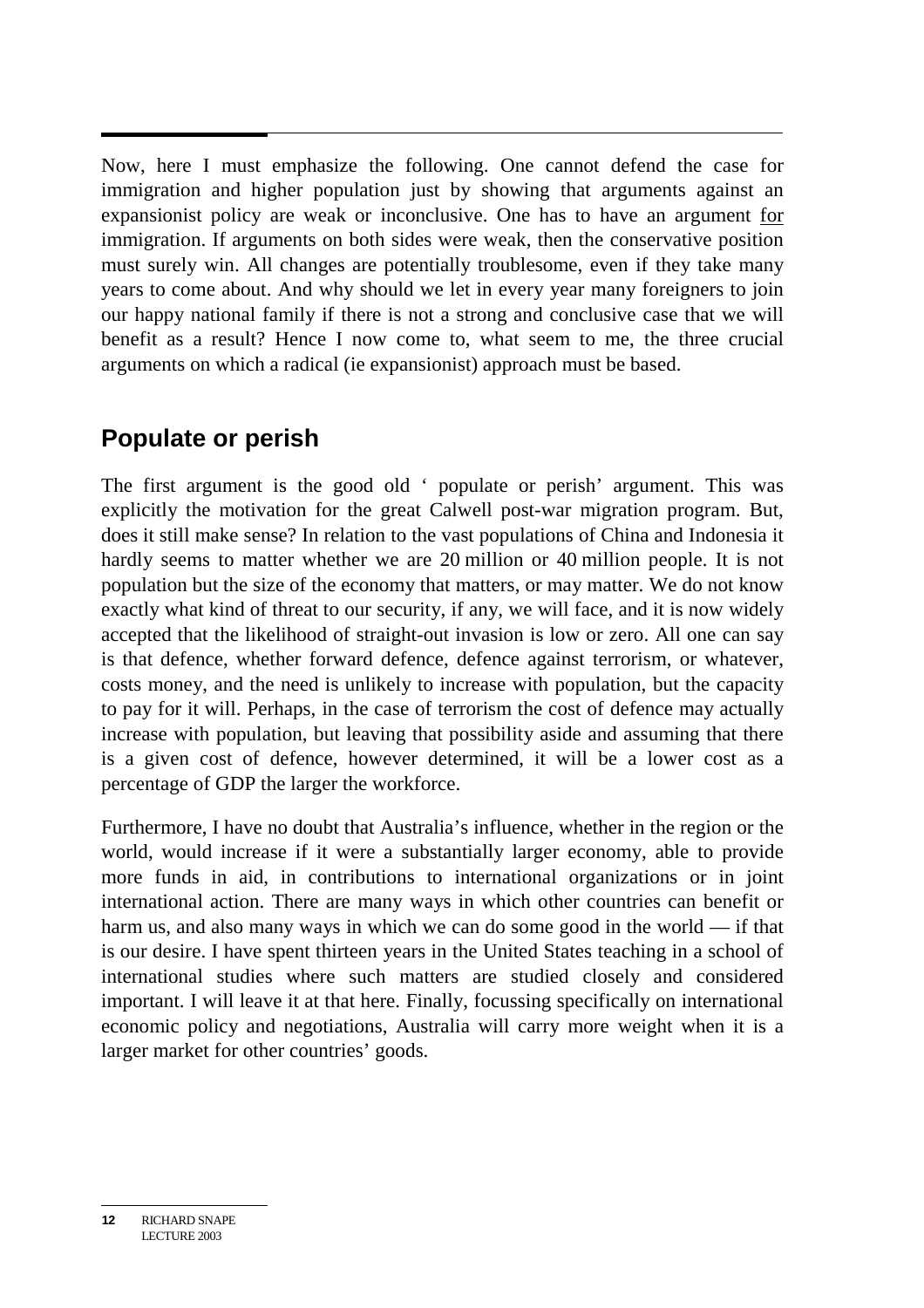Now, here I must emphasize the following. One cannot defend the case for immigration and higher population just by showing that arguments against an expansionist policy are weak or inconclusive. One has to have an argument for immigration. If arguments on both sides were weak, then the conservative position must surely win. All changes are potentially troublesome, even if they take many years to come about. And why should we let in every year many foreigners to join our happy national family if there is not a strong and conclusive case that we will benefit as a result? Hence I now come to, what seem to me, the three crucial arguments on which a radical (ie expansionist) approach must be based.

## Populate or perish

The first argument is the good old ' populate or perish' argument. This was explicitly the motivation for the great Calwell post-war migration program. But, does it still make sense? In relation to the vast populations of China and Indonesia it hardly seems to matter whether we are 20 million or 40 million people. It is not population but the size of the economy that matters, or may matter. We do not know exactly what kind of threat to our security, if any, we will face, and it is now widely accepted that the likelihood of straight-out invasion is low or zero. All one can say is that defence, whether forward defence, defence against terrorism, or whatever, costs money, and the need is unlikely to increase with population, but the capacity to pay for it will. Perhaps, in the case of terrorism the cost of defence may actually increase with population, but leaving that possibility aside and assuming that there is a given cost of defence, however determined, it will be a lower cost as a percentage of GDP the larger the workforce.

Furthermore, I have no doubt that Australia's influence, whether in the region or the world, would increase if it were a substantially larger economy, able to provide more funds in aid, in contributions to international organizations or in joint international action. There are many ways in which other countries can benefit or harm us, and also many ways in which we can do some good in the world — if that is our desire. I have spent thirteen years in the United States teaching in a school of international studies where such matters are studied closely and considered important. I will leave it at that here. Finally, focussing specifically on international economic policy and negotiations, Australia will carry more weight when it is a larger market for other countries' goods.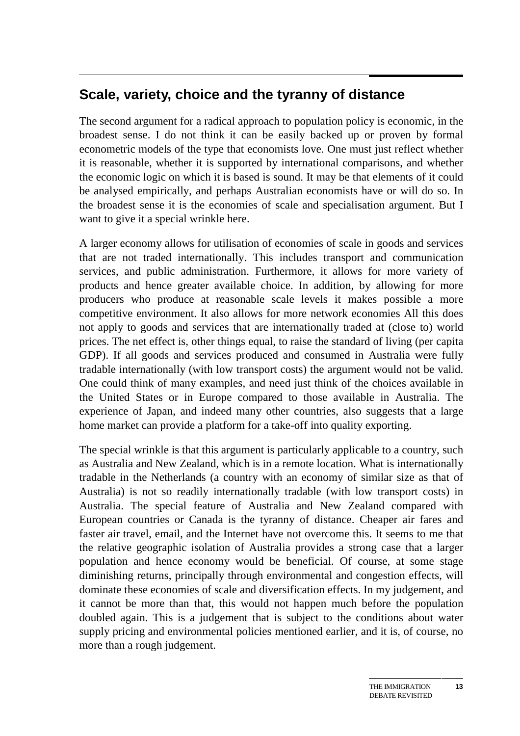## Scale, variety, choice and the tyranny of distance

The second argument for a radical approach to population policy is economic, in the broadest sense. I do not think it can be easily backed up or proven by formal econometric models of the type that economists love. One must just reflect whether it is reasonable, whether it is supported by international comparisons, and whether the economic logic on which it is based is sound. It may be that elements of it could be analysed empirically, and perhaps Australian economists have or will do so. In the broadest sense it is the economies of scale and specialisation argument. But I want to give it a special wrinkle here.

A larger economy allows for utilisation of economies of scale in goods and services that are not traded internationally. This includes transport and communication services, and public administration. Furthermore, it allows for more variety of products and hence greater available choice. In addition, by allowing for more producers who produce at reasonable scale levels it makes possible a more competitive environment. It also allows for more network economies All this does not apply to goods and services that are internationally traded at (close to) world prices. The net effect is, other things equal, to raise the standard of living (per capita GDP). If all goods and services produced and consumed in Australia were fully tradable internationally (with low transport costs) the argument would not be valid. One could think of many examples, and need just think of the choices available in the United States or in Europe compared to those available in Australia. The experience of Japan, and indeed many other countries, also suggests that a large home market can provide a platform for a take-off into quality exporting.

The special wrinkle is that this argument is particularly applicable to a country, such as Australia and New Zealand, which is in a remote location. What is internationally tradable in the Netherlands (a country with an economy of similar size as that of Australia) is not so readily internationally tradable (with low transport costs) in Australia. The special feature of Australia and New Zealand compared with European countries or Canada is the tyranny of distance. Cheaper air fares and faster air travel, email, and the Internet have not overcome this. It seems to me that the relative geographic isolation of Australia provides a strong case that a larger population and hence economy would be beneficial. Of course, at some stage diminishing returns, principally through environmental and congestion effects, will dominate these economies of scale and diversification effects. In my judgement, and it cannot be more than that, this would not happen much before the population doubled again. This is a judgement that is subject to the conditions about water supply pricing and environmental policies mentioned earlier, and it is, of course, no more than a rough judgement.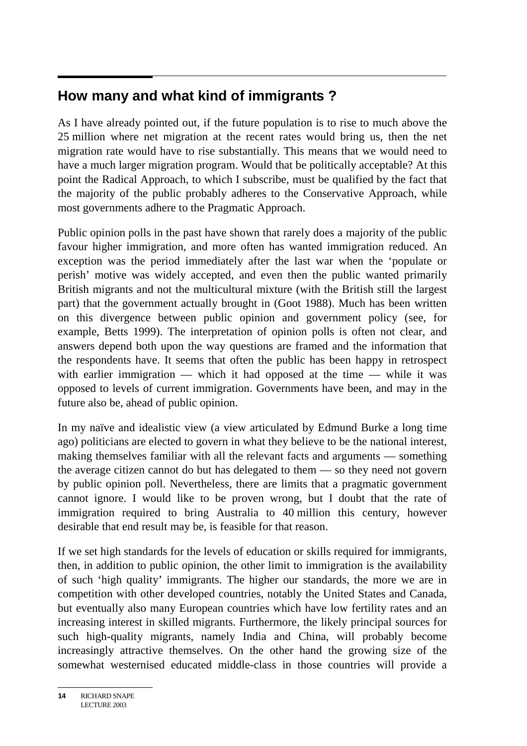## How many and what kind of immigrants ?

As I have already pointed out, if the future population is to rise to much above the 25 million where net migration at the recent rates would bring us, then the net migration rate would have to rise substantially. This means that we would need to have a much larger migration program. Would that be politically acceptable? At this point the Radical Approach, to which I subscribe, must be qualified by the fact that the majority of the public probably adheres to the Conservative Approach, while most governments adhere to the Pragmatic Approach.

Public opinion polls in the past have shown that rarely does a majority of the public favour higher immigration, and more often has wanted immigration reduced. An exception was the period immediately after the last war when the 'populate or perish' motive was widely accepted, and even then the public wanted primarily British migrants and not the multicultural mixture (with the British still the largest part) that the government actually brought in (Goot 1988). Much has been written on this divergence between public opinion and government policy (see, for example, Betts 1999). The interpretation of opinion polls is often not clear, and answers depend both upon the way questions are framed and the information that the respondents have. It seems that often the public has been happy in retrospect with earlier immigration — which it had opposed at the time — while it was opposed to levels of current immigration. Governments have been, and may in the future also be, ahead of public opinion.

In my naïve and idealistic view (a view articulated by Edmund Burke a long time ago) politicians are elected to govern in what they believe to be the national interest, making themselves familiar with all the relevant facts and arguments — something the average citizen cannot do but has delegated to them — so they need not govern by public opinion poll. Nevertheless, there are limits that a pragmatic government cannot ignore. I would like to be proven wrong, but I doubt that the rate of immigration required to bring Australia to 40 million this century, however desirable that end result may be, is feasible for that reason.

If we set high standards for the levels of education or skills required for immigrants, then, in addition to public opinion, the other limit to immigration is the availability of such 'high quality' immigrants. The higher our standards, the more we are in competition with other developed countries, notably the United States and Canada, but eventually also many European countries which have low fertility rates and an increasing interest in skilled migrants. Furthermore, the likely principal sources for such high-quality migrants, namely India and China, will probably become increasingly attractive themselves. On the other hand the growing size of the somewhat westernised educated middle-class in those countries will provide a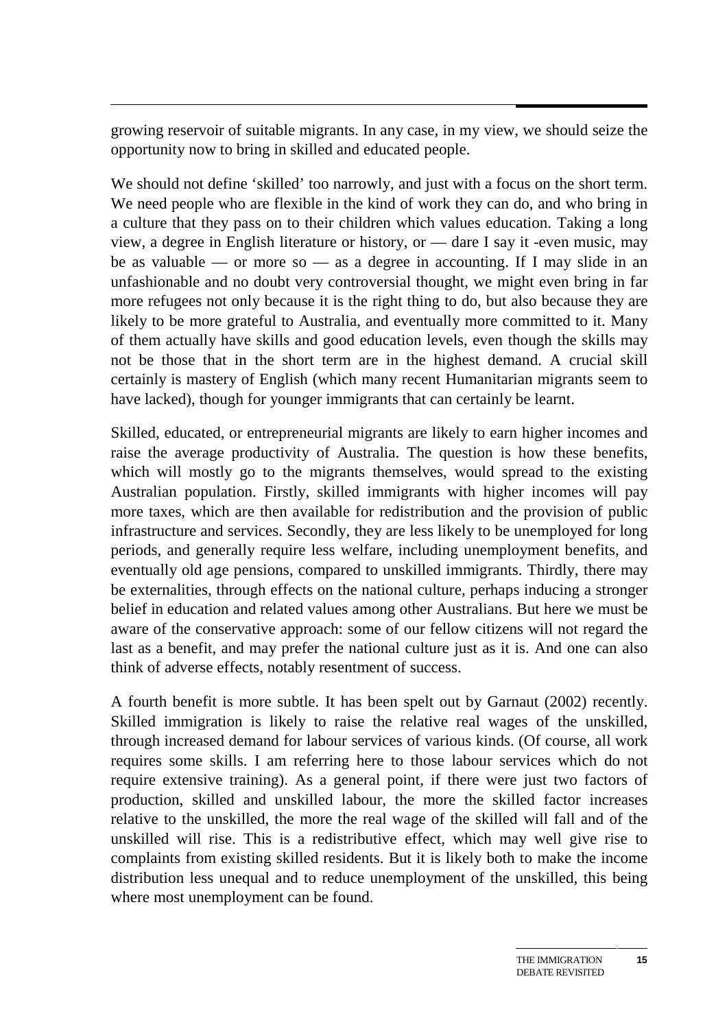growing reservoir of suitable migrants. In any case, in my view, we should seize the opportunity now to bring in skilled and educated people.

We should not define 'skilled' too narrowly, and just with a focus on the short term. We need people who are flexible in the kind of work they can do, and who bring in a culture that they pass on to their children which values education. Taking a long view, a degree in English literature or history, or — dare I say it -even music, may be as valuable — or more so — as a degree in accounting. If I may slide in an unfashionable and no doubt very controversial thought, we might even bring in far more refugees not only because it is the right thing to do, but also because they are likely to be more grateful to Australia, and eventually more committed to it. Many of them actually have skills and good education levels, even though the skills may not be those that in the short term are in the highest demand. A crucial skill certainly is mastery of English (which many recent Humanitarian migrants seem to have lacked), though for younger immigrants that can certainly be learnt.

Skilled, educated, or entrepreneurial migrants are likely to earn higher incomes and raise the average productivity of Australia. The question is how these benefits, which will mostly go to the migrants themselves, would spread to the existing Australian population. Firstly, skilled immigrants with higher incomes will pay more taxes, which are then available for redistribution and the provision of public infrastructure and services. Secondly, they are less likely to be unemployed for long periods, and generally require less welfare, including unemployment benefits, and eventually old age pensions, compared to unskilled immigrants. Thirdly, there may be externalities, through effects on the national culture, perhaps inducing a stronger belief in education and related values among other Australians. But here we must be aware of the conservative approach: some of our fellow citizens will not regard the last as a benefit, and may prefer the national culture just as it is. And one can also think of adverse effects, notably resentment of success.

A fourth benefit is more subtle. It has been spelt out by Garnaut (2002) recently. Skilled immigration is likely to raise the relative real wages of the unskilled, through increased demand for labour services of various kinds. (Of course, all work requires some skills. I am referring here to those labour services which do not require extensive training). As a general point, if there were just two factors of production, skilled and unskilled labour, the more the skilled factor increases relative to the unskilled, the more the real wage of the skilled will fall and of the unskilled will rise. This is a redistributive effect, which may well give rise to complaints from existing skilled residents. But it is likely both to make the income distribution less unequal and to reduce unemployment of the unskilled, this being where most unemployment can be found.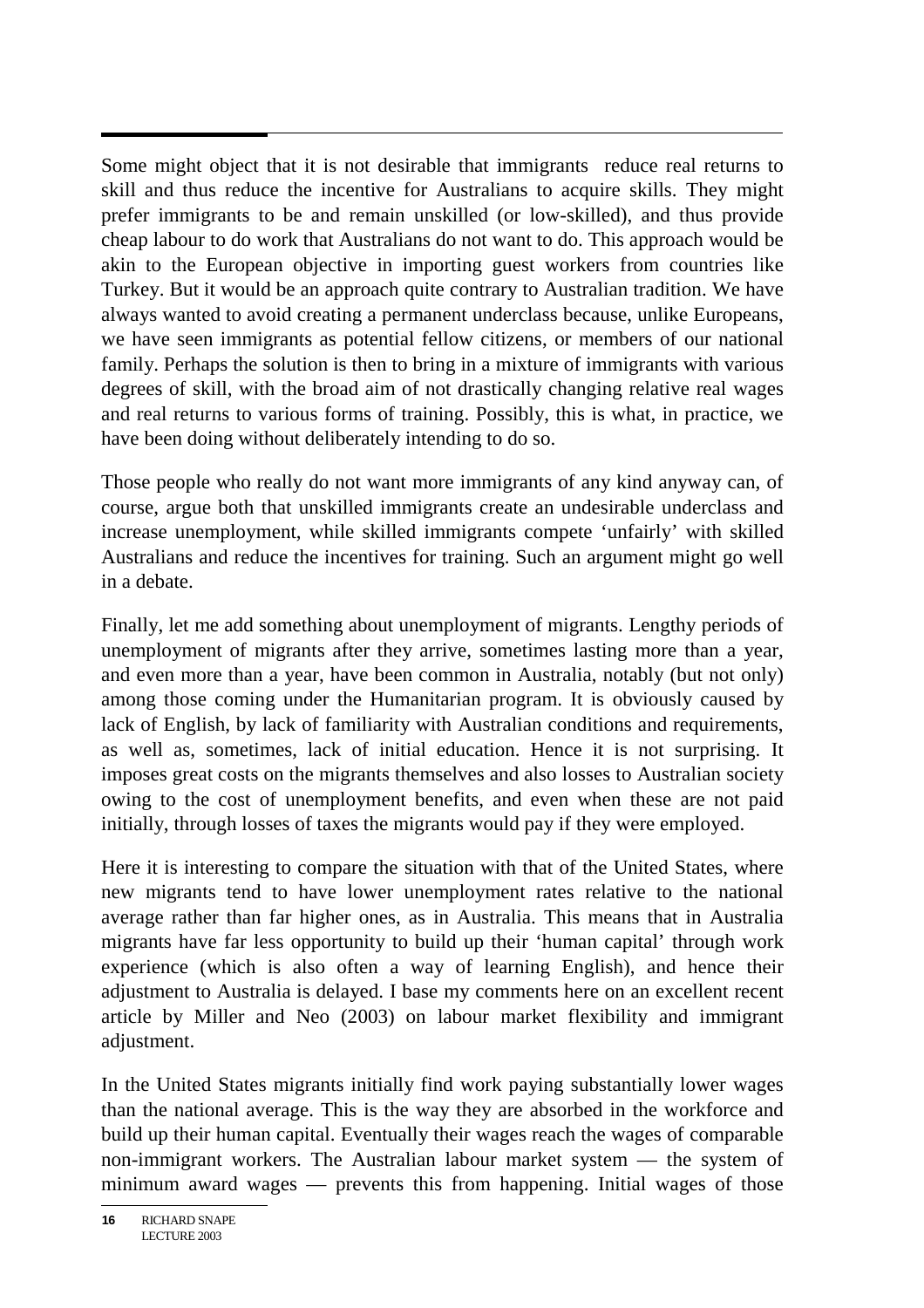Some might object that it is not desirable that immigrants reduce real returns to skill and thus reduce the incentive for Australians to acquire skills. They might prefer immigrants to be and remain unskilled (or low-skilled), and thus provide cheap labour to do work that Australians do not want to do. This approach would be akin to the European objective in importing guest workers from countries like Turkey. But it would be an approach quite contrary to Australian tradition. We have always wanted to avoid creating a permanent underclass because, unlike Europeans, we have seen immigrants as potential fellow citizens, or members of our national family. Perhaps the solution is then to bring in a mixture of immigrants with various degrees of skill, with the broad aim of not drastically changing relative real wages and real returns to various forms of training. Possibly, this is what, in practice, we have been doing without deliberately intending to do so.

Those people who really do not want more immigrants of any kind anyway can, of course, argue both that unskilled immigrants create an undesirable underclass and increase unemployment, while skilled immigrants compete 'unfairly' with skilled Australians and reduce the incentives for training. Such an argument might go well in a debate.

Finally, let me add something about unemployment of migrants. Lengthy periods of unemployment of migrants after they arrive, sometimes lasting more than a year, and even more than a year, have been common in Australia, notably (but not only) among those coming under the Humanitarian program. It is obviously caused by lack of English, by lack of familiarity with Australian conditions and requirements, as well as, sometimes, lack of initial education. Hence it is not surprising. It imposes great costs on the migrants themselves and also losses to Australian society owing to the cost of unemployment benefits, and even when these are not paid initially, through losses of taxes the migrants would pay if they were employed.

Here it is interesting to compare the situation with that of the United States, where new migrants tend to have lower unemployment rates relative to the national average rather than far higher ones, as in Australia. This means that in Australia migrants have far less opportunity to build up their 'human capital' through work experience (which is also often a way of learning English), and hence their adjustment to Australia is delayed. I base my comments here on an excellent recent article by Miller and Neo (2003) on labour market flexibility and immigrant adjustment.

In the United States migrants initially find work paying substantially lower wages than the national average. This is the way they are absorbed in the workforce and build up their human capital. Eventually their wages reach the wages of comparable non-immigrant workers. The Australian labour market system — the system of minimum award wages — prevents this from happening. Initial wages of those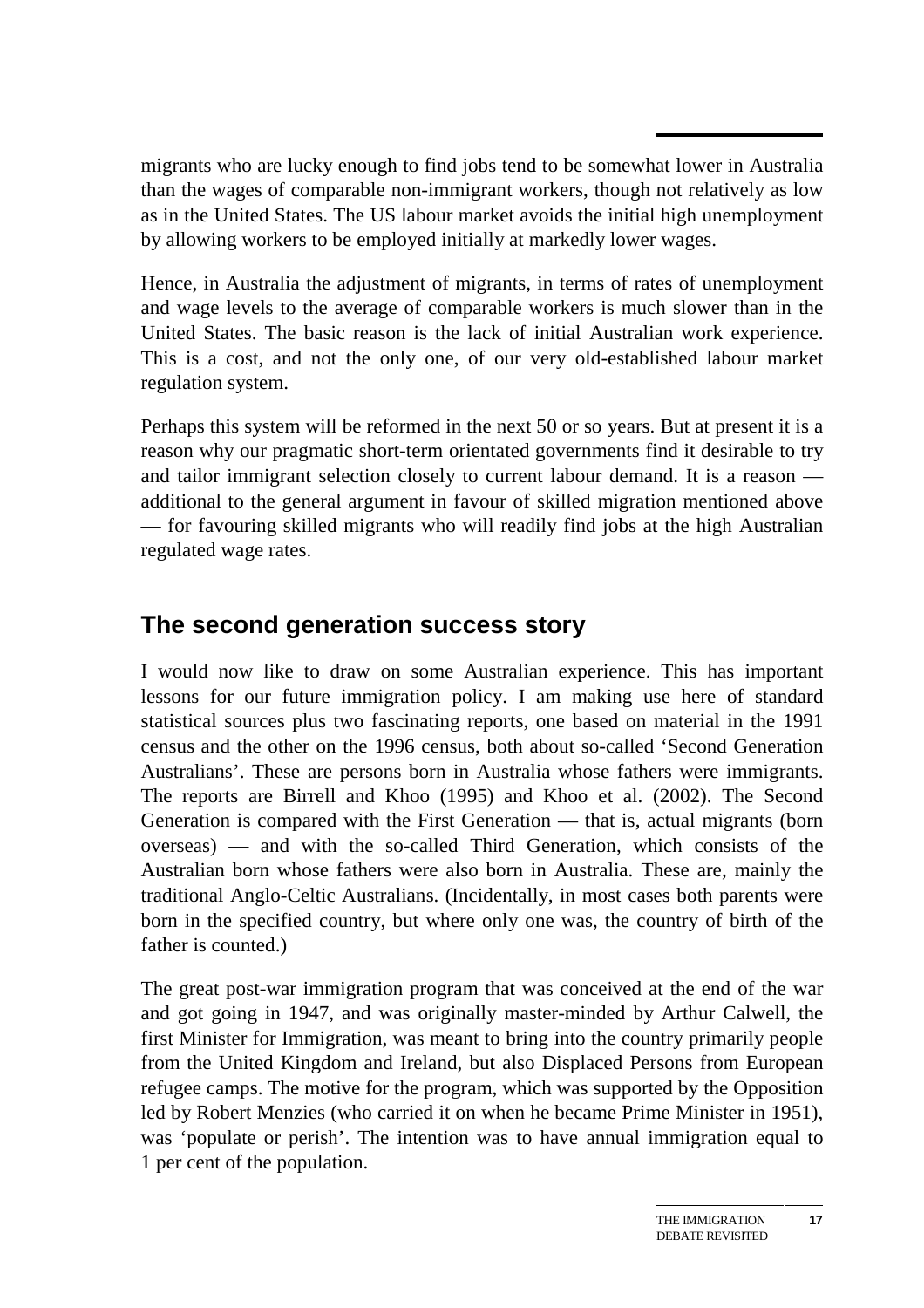migrants who are lucky enough to find jobs tend to be somewhat lower in Australia than the wages of comparable non-immigrant workers, though not relatively as low as in the United States. The US labour market avoids the initial high unemployment by allowing workers to be employed initially at markedly lower wages.

Hence, in Australia the adjustment of migrants, in terms of rates of unemployment and wage levels to the average of comparable workers is much slower than in the United States. The basic reason is the lack of initial Australian work experience. This is a cost, and not the only one, of our very old-established labour market regulation system.

Perhaps this system will be reformed in the next 50 or so years. But at present it is a reason why our pragmatic short-term orientated governments find it desirable to try and tailor immigrant selection closely to current labour demand. It is a reason — additional to the general argument in favour of skilled migration mentioned above — for favouring skilled migrants who will readily find jobs at the high Australian regulated wage rates.

## The second generation success story

I would now like to draw on some Australian experience. This has important lessons for our future immigration policy. I am making use here of standard statistical sources plus two fascinating reports, one based on material in the 1991 census and the other on the 1996 census, both about so-called 'Second Generation Australians'. These are persons born in Australia whose fathers were immigrants. The reports are Birrell and Khoo (1995) and Khoo et al. (2002). The Second Generation is compared with the First Generation — that is, actual migrants (born overseas) — and with the so-called Third Generation, which consists of the Australian born whose fathers were also born in Australia. These are, mainly the traditional Anglo-Celtic Australians. (Incidentally, in most cases both parents were born in the specified country, but where only one was, the country of birth of the father is counted.)

The great post-war immigration program that was conceived at the end of the war and got going in 1947, and was originally master-minded by Arthur Calwell, the first Minister for Immigration, was meant to bring into the country primarily people from the United Kingdom and Ireland, but also Displaced Persons from European refugee camps. The motive for the program, which was supported by the Opposition led by Robert Menzies (who carried it on when he became Prime Minister in 1951), was 'populate or perish'. The intention was to have annual immigration equal to 1 per cent of the population.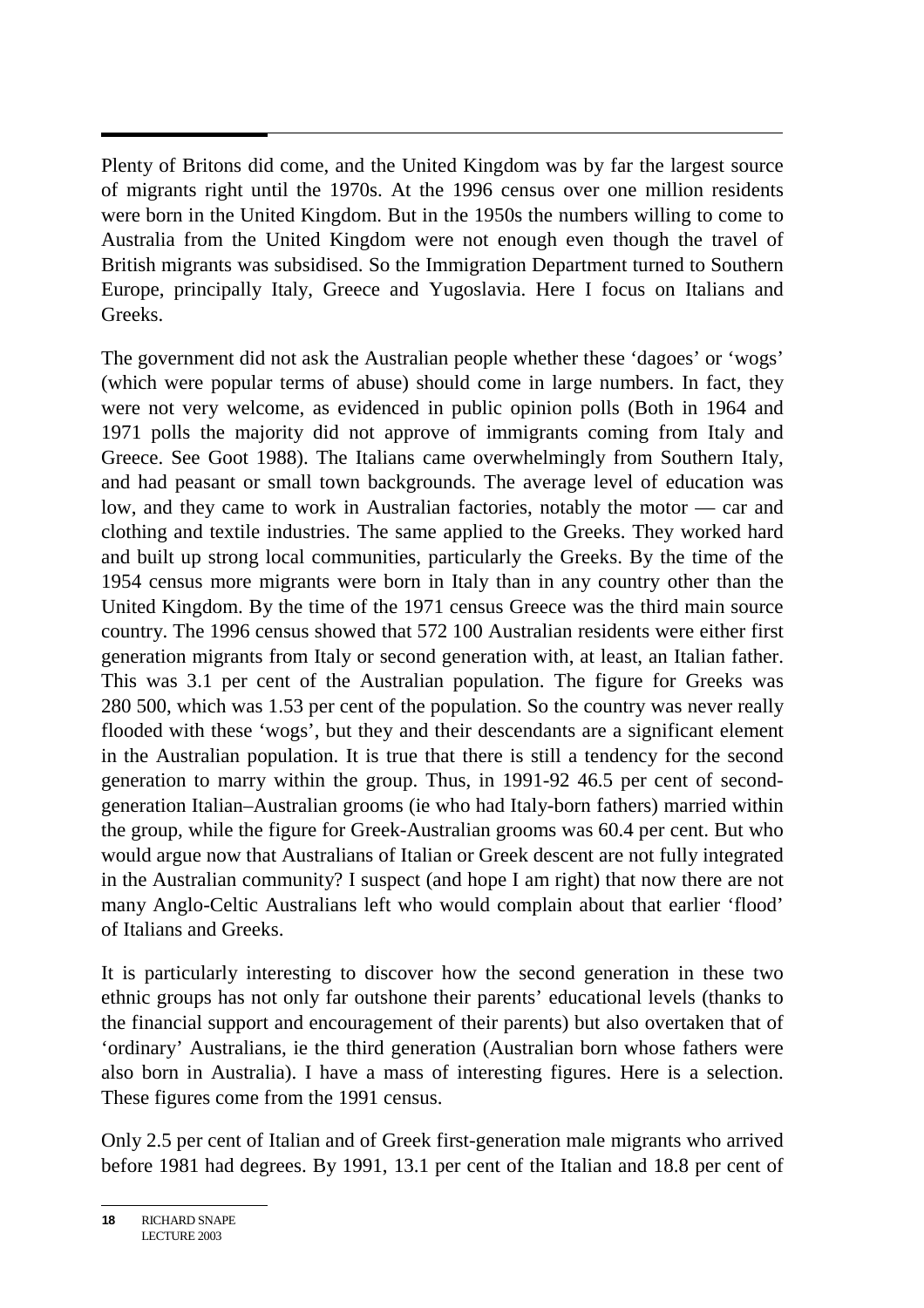Plenty of Britons did come, and the United Kingdom was by far the largest source of migrants right until the 1970s. At the 1996 census over one million residents were born in the United Kingdom. But in the 1950s the numbers willing to come to Australia from the United Kingdom were not enough even though the travel of British migrants was subsidised. So the Immigration Department turned to Southern Europe, principally Italy, Greece and Yugoslavia. Here I focus on Italians and Greeks.

The government did not ask the Australian people whether these 'dagoes' or 'wogs' (which were popular terms of abuse) should come in large numbers. In fact, they were not very welcome, as evidenced in public opinion polls (Both in 1964 and 1971 polls the majority did not approve of immigrants coming from Italy and Greece. See Goot 1988). The Italians came overwhelmingly from Southern Italy, and had peasant or small town backgrounds. The average level of education was low, and they came to work in Australian factories, notably the motor — car and clothing and textile industries. The same applied to the Greeks. They worked hard and built up strong local communities, particularly the Greeks. By the time of the 1954 census more migrants were born in Italy than in any country other than the United Kingdom. By the time of the 1971 census Greece was the third main source country. The 1996 census showed that 572 100 Australian residents were either first generation migrants from Italy or second generation with, at least, an Italian father. This was 3.1 per cent of the Australian population. The figure for Greeks was 280 500, which was 1.53 per cent of the population. So the country was never really flooded with these 'wogs', but they and their descendants are a significant element in the Australian population. It is true that there is still a tendency for the second generation to marry within the group. Thus, in 1991-92 46.5 per cent of second-generation Italian–Australian grooms (ie who had Italy-born fathers) married within the group, while the figure for Greek-Australian grooms was 60.4 per cent. But who would argue now that Australians of Italian or Greek descent are not fully integrated in the Australian community? I suspect (and hope I am right) that now there are not many Anglo-Celtic Australians left who would complain about that earlier 'flood' of Italians and Greeks.

It is particularly interesting to discover how the second generation in these two ethnic groups has not only far outshone their parents' educational levels (thanks to the financial support and encouragement of their parents) but also overtaken that of 'ordinary' Australians, ie the third generation (Australian born whose fathers were also born in Australia). I have a mass of interesting figures. Here is a selection. These figures come from the 1991 census.

Only 2.5 per cent of Italian and of Greek first-generation male migrants who arrived before 1981 had degrees. By 1991, 13.1 per cent of the Italian and 18.8 per cent of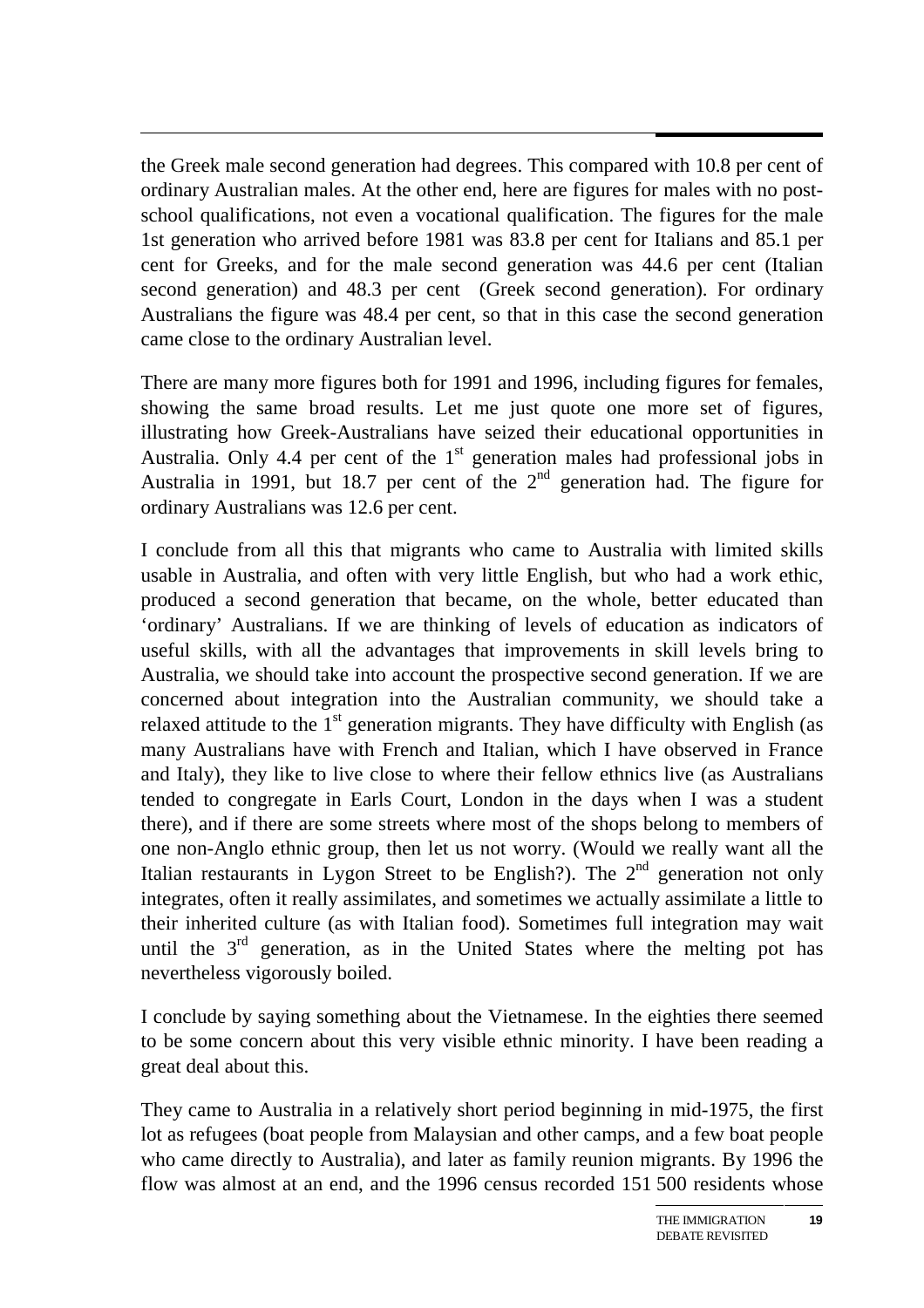the Greek male second generation had degrees. This compared with 10.8 per cent of ordinary Australian males. At the other end, here are figures for males with no post-school qualifications, not even a vocational qualification. The figures for the male 1st generation who arrived before 1981 was 83.8 per cent for Italians and 85.1 per cent for Greeks, and for the male second generation was 44.6 per cent (Italian second generation) and 48.3 per cent (Greek second generation). For ordinary Australians the figure was 48.4 per cent, so that in this case the second generation came close to the ordinary Australian level.

There are many more figures both for 1991 and 1996, including figures for females, showing the same broad results. Let me just quote one more set of figures, illustrating how Greek-Australians have seized their educational opportunities in Australia. Only 4.4 per cent of the 1st generation males had professional jobs in Australia in 1991, but 18.7 per cent of the 2nd generation had. The figure for ordinary Australians was 12.6 per cent.

I conclude from all this that migrants who came to Australia with limited skills usable in Australia, and often with very little English, but who had a work ethic, produced a second generation that became, on the whole, better educated than 'ordinary' Australians. If we are thinking of levels of education as indicators of useful skills, with all the advantages that improvements in skill levels bring to Australia, we should take into account the prospective second generation. If we are concerned about integration into the Australian community, we should take a relaxed attitude to the 1st generation migrants. They have difficulty with English (as many Australians have with French and Italian, which I have observed in France and Italy), they like to live close to where their fellow ethnics live (as Australians tended to congregate in Earls Court, London in the days when I was a student there), and if there are some streets where most of the shops belong to members of one non-Anglo ethnic group, then let us not worry. (Would we really want all the Italian restaurants in Lygon Street to be English?). The 2nd generation not only integrates, often it really assimilates, and sometimes we actually assimilate a little to their inherited culture (as with Italian food). Sometimes full integration may wait until the 3rd generation, as in the United States where the melting pot has nevertheless vigorously boiled.

I conclude by saying something about the Vietnamese. In the eighties there seemed to be some concern about this very visible ethnic minority. I have been reading a great deal about this.

They came to Australia in a relatively short period beginning in mid-1975, the first lot as refugees (boat people from Malaysian and other camps, and a few boat people who came directly to Australia), and later as family reunion migrants. By 1996 the flow was almost at an end, and the 1996 census recorded 151 500 residents whose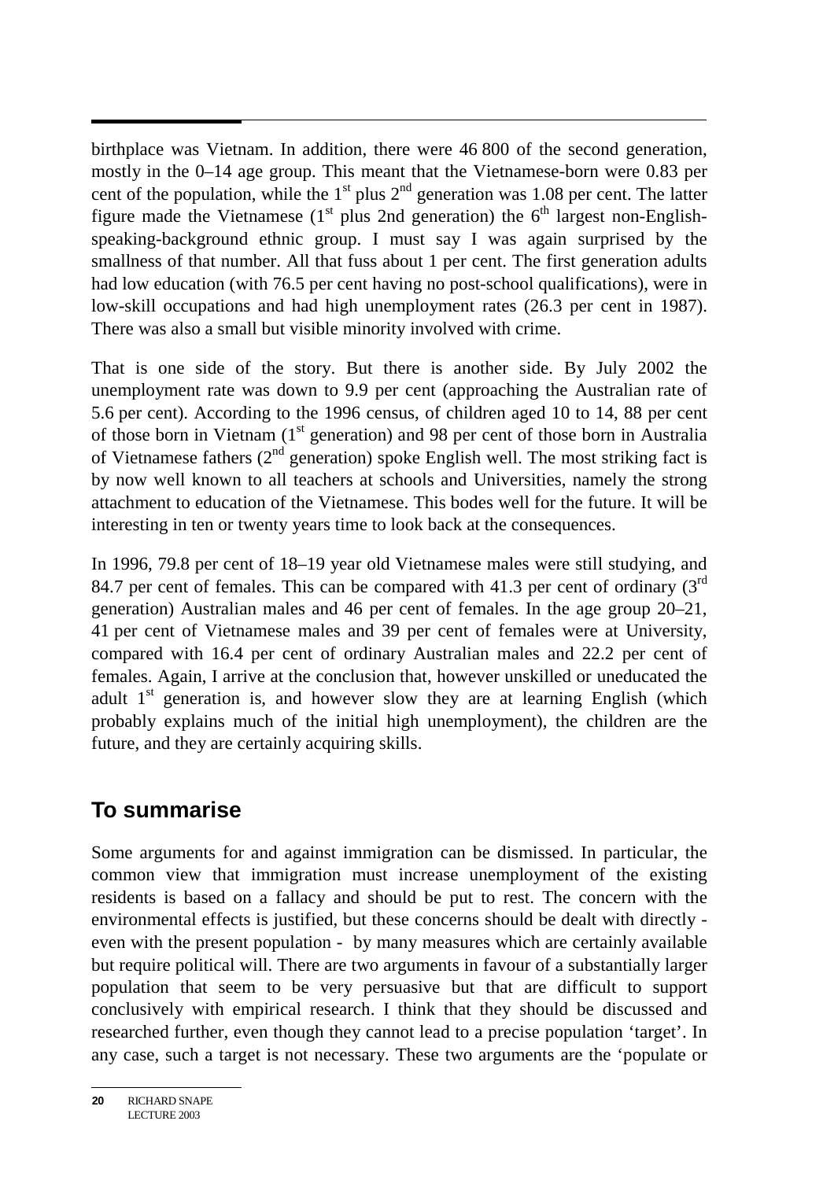birthplace was Vietnam. In addition, there were 46 800 of the second generation, mostly in the 0–14 age group. This meant that the Vietnamese-born were 0.83 per cent of the population, while the 1st plus 2nd generation was 1.08 per cent. The latter figure made the Vietnamese (1st plus 2nd generation) the 6th largest non-English-speaking-background ethnic group. I must say I was again surprised by the smallness of that number. All that fuss about 1 per cent. The first generation adults had low education (with 76.5 per cent having no post-school qualifications), were in low-skill occupations and had high unemployment rates (26.3 per cent in 1987). There was also a small but visible minority involved with crime.

That is one side of the story. But there is another side. By July 2002 the unemployment rate was down to 9.9 per cent (approaching the Australian rate of 5.6 per cent). According to the 1996 census, of children aged 10 to 14, 88 per cent of those born in Vietnam (1st generation) and 98 per cent of those born in Australia of Vietnamese fathers (2nd generation) spoke English well. The most striking fact is by now well known to all teachers at schools and Universities, namely the strong attachment to education of the Vietnamese. This bodes well for the future. It will be interesting in ten or twenty years time to look back at the consequences.

In 1996, 79.8 per cent of 18–19 year old Vietnamese males were still studying, and 84.7 per cent of females. This can be compared with 41.3 per cent of ordinary (3rd generation) Australian males and 46 per cent of females. In the age group 20–21, 41 per cent of Vietnamese males and 39 per cent of females were at University, compared with 16.4 per cent of ordinary Australian males and 22.2 per cent of females. Again, I arrive at the conclusion that, however unskilled or uneducated the adult 1st generation is, and however slow they are at learning English (which probably explains much of the initial high unemployment), the children are the future, and they are certainly acquiring skills.

## To summarise

Some arguments for and against immigration can be dismissed. In particular, the common view that immigration must increase unemployment of the existing residents is based on a fallacy and should be put to rest. The concern with the environmental effects is justified, but these concerns should be dealt with directly - even with the present population - by many measures which are certainly available but require political will. There are two arguments in favour of a substantially larger population that seem to be very persuasive but that are difficult to support conclusively with empirical research. I think that they should be discussed and researched further, even though they cannot lead to a precise population 'target'. In any case, such a target is not necessary. These two arguments are the 'populate or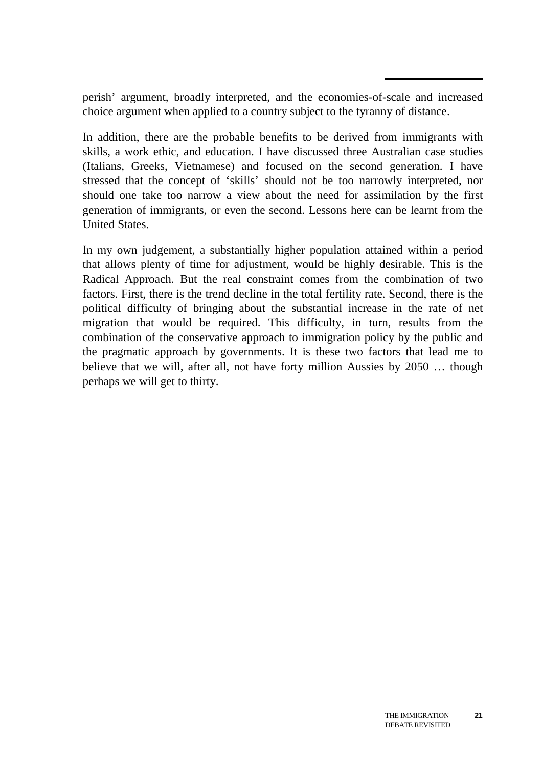perish' argument, broadly interpreted, and the economies-of-scale and increased choice argument when applied to a country subject to the tyranny of distance.

In addition, there are the probable benefits to be derived from immigrants with skills, a work ethic, and education. I have discussed three Australian case studies (Italians, Greeks, Vietnamese) and focused on the second generation. I have stressed that the concept of 'skills' should not be too narrowly interpreted, nor should one take too narrow a view about the need for assimilation by the first generation of immigrants, or even the second. Lessons here can be learnt from the United States.

In my own judgement, a substantially higher population attained within a period that allows plenty of time for adjustment, would be highly desirable. This is the Radical Approach. But the real constraint comes from the combination of two factors. First, there is the trend decline in the total fertility rate. Second, there is the political difficulty of bringing about the substantial increase in the rate of net migration that would be required. This difficulty, in turn, results from the combination of the conservative approach to immigration policy by the public and the pragmatic approach by governments. It is these two factors that lead me to believe that we will, after all, not have forty million Aussies by 2050 … though perhaps we will get to thirty.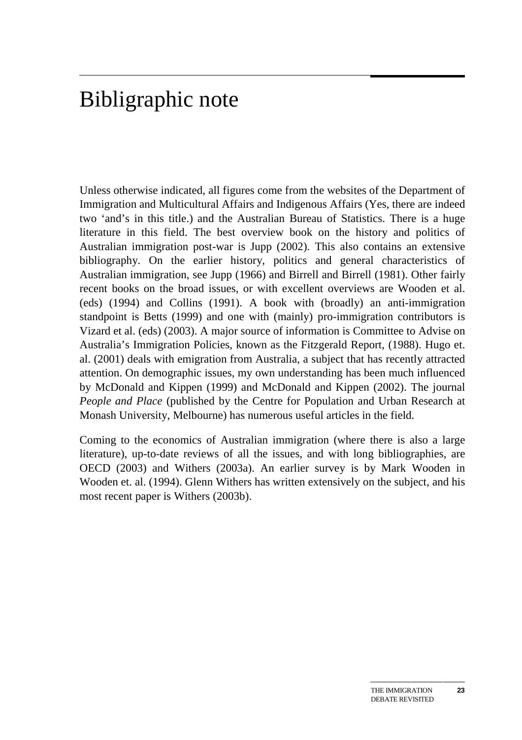# Bibligraphic note

Unless otherwise indicated, all figures come from the websites of the Department of Immigration and Multicultural Affairs and Indigenous Affairs (Yes, there are indeed two 'and's in this title.) and the Australian Bureau of Statistics. There is a huge literature in this field. The best overview book on the history and politics of Australian immigration post-war is Jupp (2002). This also contains an extensive bibliography. On the earlier history, politics and general characteristics of Australian immigration, see Jupp (1966) and Birrell and Birrell (1981). Other fairly recent books on the broad issues, or with excellent overviews are Wooden et al. (eds) (1994) and Collins (1991). A book with (broadly) an anti-immigration standpoint is Betts (1999) and one with (mainly) pro-immigration contributors is Vizard et al. (eds) (2003). A major source of information is Committee to Advise on Australia's Immigration Policies, known as the Fitzgerald Report, (1988). Hugo et. al. (2001) deals with emigration from Australia, a subject that has recently attracted attention. On demographic issues, my own understanding has been much influenced by McDonald and Kippen (1999) and McDonald and Kippen (2002). The journal *People and Place* (published by the Centre for Population and Urban Research at Monash University, Melbourne) has numerous useful articles in the field.

Coming to the economics of Australian immigration (where there is also a large literature), up-to-date reviews of all the issues, and with long bibliographies, are OECD (2003) and Withers (2003a). An earlier survey is by Mark Wooden in Wooden et. al. (1994). Glenn Withers has written extensively on the subject, and his most recent paper is Withers (2003b).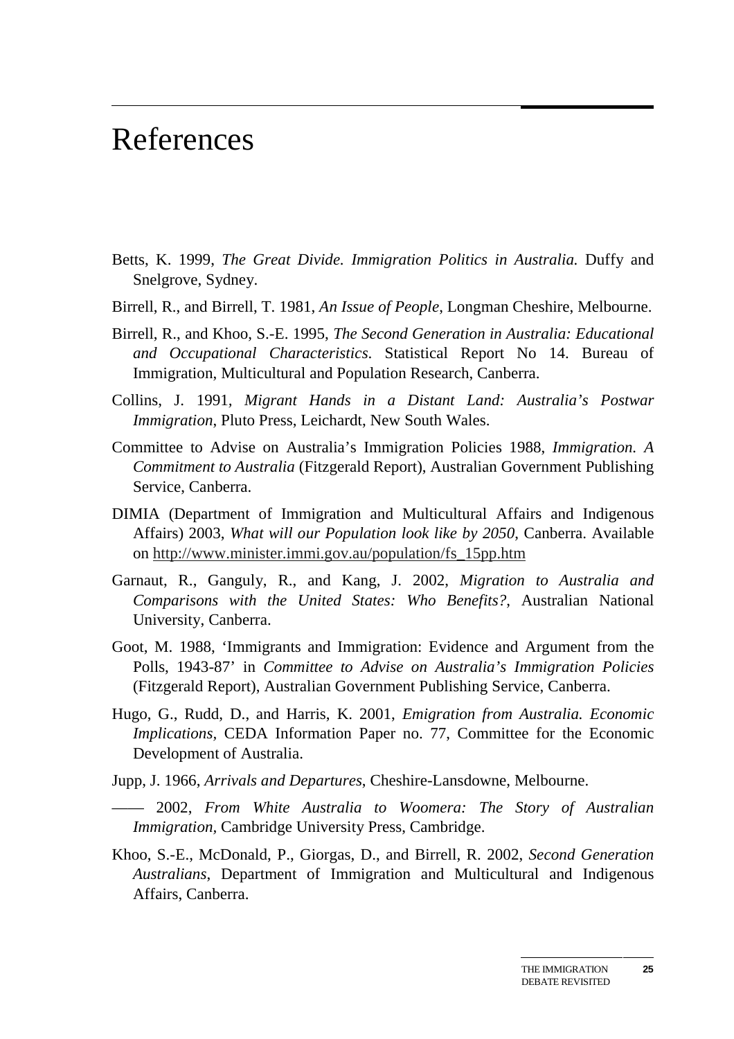# References

Betts, K. 1999, *The Great Divide. Immigration Politics in Australia.* Duffy and Snelgrove, Sydney.

Birrell, R., and Birrell, T. 1981, *An Issue of People*, Longman Cheshire, Melbourne.

Birrell, R., and Khoo, S.-E. 1995, *The Second Generation in Australia: Educational and Occupational Characteristics*. Statistical Report No 14. Bureau of Immigration, Multicultural and Population Research, Canberra.

Collins, J. 1991, *Migrant Hands in a Distant Land: Australia's Postwar Immigration*, Pluto Press, Leichardt, New South Wales.

Committee to Advise on Australia's Immigration Policies 1988, *Immigration. A Commitment to Australia* (Fitzgerald Report), Australian Government Publishing Service, Canberra.

DIMIA (Department of Immigration and Multicultural Affairs and Indigenous Affairs) 2003, *What will our Population look like by 2050*, Canberra. Available on http://www.minister.immi.gov.au/population/fs_15pp.htm

Garnaut, R., Ganguly, R., and Kang, J. 2002, *Migration to Australia and Comparisons with the United States: Who Benefits?*, Australian National University, Canberra.

Goot, M. 1988, 'Immigrants and Immigration: Evidence and Argument from the Polls, 1943-87' in *Committee to Advise on Australia's Immigration Policies* (Fitzgerald Report), Australian Government Publishing Service, Canberra.

Hugo, G., Rudd, D., and Harris, K. 2001, *Emigration from Australia. Economic Implications*, CEDA Information Paper no. 77, Committee for the Economic Development of Australia.

Jupp, J. 1966, *Arrivals and Departures*, Cheshire-Lansdowne, Melbourne.

—— 2002, *From White Australia to Woomera: The Story of Australian Immigration*, Cambridge University Press, Cambridge.

Khoo, S.-E., McDonald, P., Giorgas, D., and Birrell, R. 2002, *Second Generation Australians*, Department of Immigration and Multicultural and Indigenous Affairs, Canberra.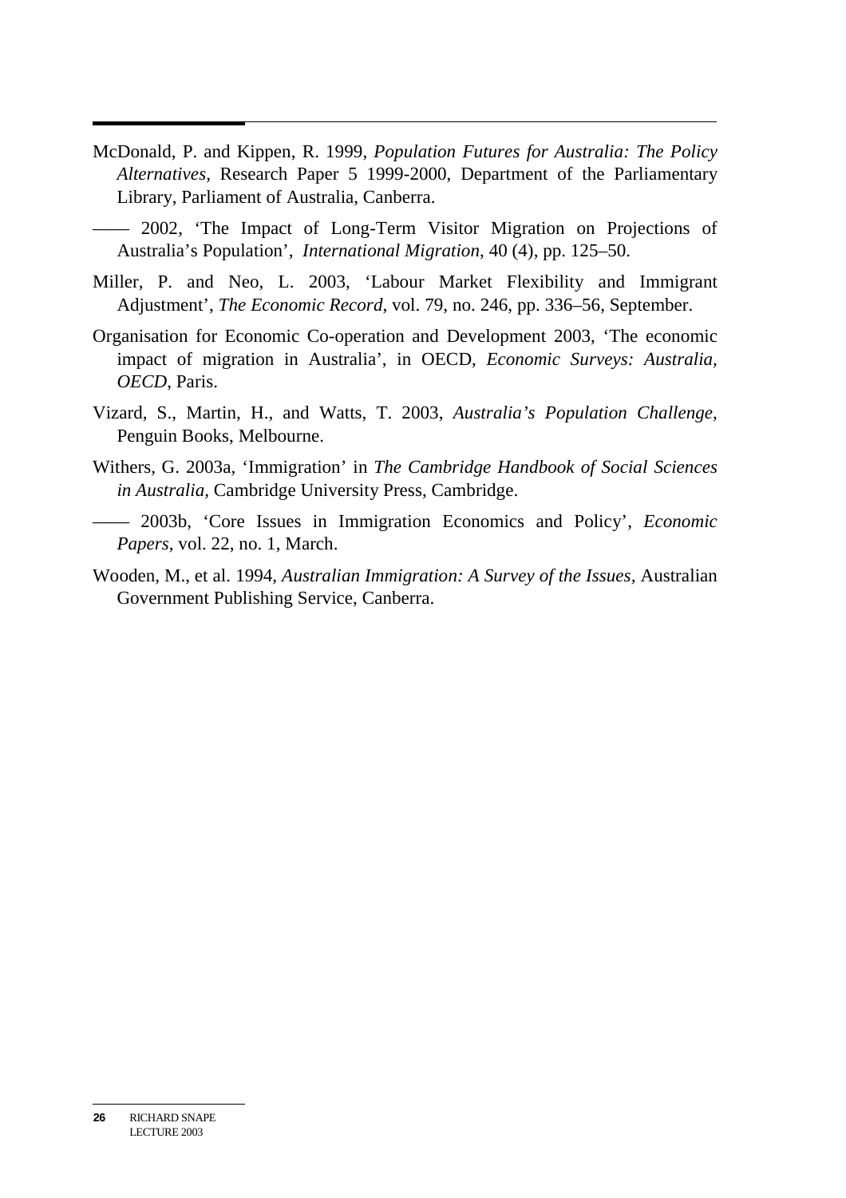McDonald, P. and Kippen, R. 1999, *Population Futures for Australia: The Policy Alternatives*, Research Paper 5 1999-2000, Department of the Parliamentary Library, Parliament of Australia, Canberra.

—— 2002, 'The Impact of Long-Term Visitor Migration on Projections of Australia's Population', *International Migration*, 40 (4), pp. 125–50.

Miller, P. and Neo, L. 2003, 'Labour Market Flexibility and Immigrant Adjustment', *The Economic Record*, vol. 79, no. 246, pp. 336–56, September.

Organisation for Economic Co-operation and Development 2003, 'The economic impact of migration in Australia', in OECD, *Economic Surveys: Australia*, *OECD*, Paris.

Vizard, S., Martin, H., and Watts, T. 2003, *Australia's Population Challenge*, Penguin Books, Melbourne.

Withers, G. 2003a, 'Immigration' in *The Cambridge Handbook of Social Sciences in Australia*, Cambridge University Press, Cambridge.

—— 2003b, 'Core Issues in Immigration Economics and Policy', *Economic Papers*, vol. 22, no. 1, March.

Wooden, M., et al. 1994, *Australian Immigration: A Survey of the Issues*, Australian Government Publishing Service, Canberra.